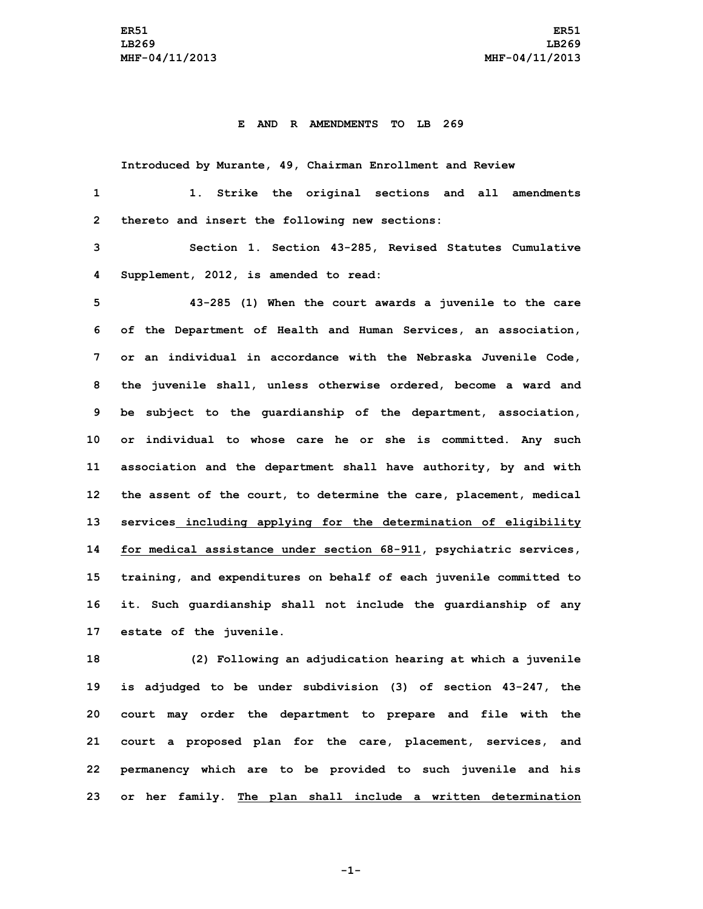**E AND R AMENDMENTS TO LB 269**

Introduced by Murante, 49, Chairman Enrollment and Review

1. Strike the original sections and all amendments thereto and insert the following new sections:

Section 1. Section 43-285, Revised Statutes Cumulative Supplement, 2012, is amended to read:

43-285 (1) When the court awards a juvenile to the care of the Department of Health and Human Services, an association, or an individual in accordance with the Nebraska Juvenile Code, the juvenile shall, unless otherwise ordered, become a ward and be subject to the guardianship of the department, association, or individual to whose care he or she is committed. Any such association and the department shall have authority, by and with the assent of the court, to determine the care, placement, medical services including applying for the determination of eligibility for medical assistance under section 68-911, psychiatric services, training, and expenditures on behalf of each juvenile committed to it. Such guardianship shall not include the guardianship of any estate of the juvenile.

(2) Following an adjudication hearing at which a juvenile is adjudged to be under subdivision (3) of section 43-247, the court may order the department to prepare and file with the court a proposed plan for the care, placement, services, and permanency which are to be provided to such juvenile and his or her family. The plan shall include a written determination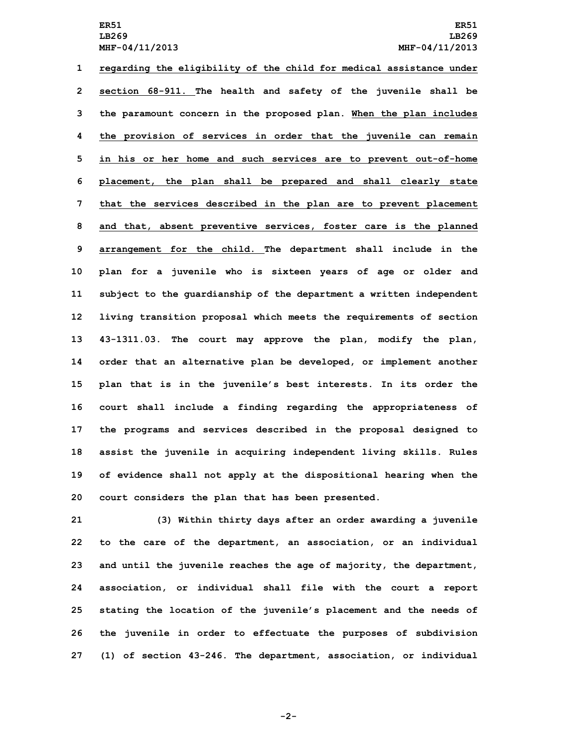regarding the eligibility of the child for medical assistance under section 68-911. The health and safety of the juvenile shall be the paramount concern in the proposed plan. When the plan includes the provision of services in order that the juvenile can remain in his or her home and such services are to prevent out-of-home placement, the plan shall be prepared and shall clearly state that the services described in the plan are to prevent placement and that, absent preventive services, foster care is the planned arrangement for the child. The department shall include in the plan for a juvenile who is sixteen years of age or older and subject to the guardianship of the department a written independent living transition proposal which meets the requirements of section 43-1311.03. The court may approve the plan, modify the plan, order that an alternative plan be developed, or implement another plan that is in the juvenile's best interests. In its order the court shall include a finding regarding the appropriateness of the programs and services described in the proposal designed to assist the juvenile in acquiring independent living skills. Rules of evidence shall not apply at the dispositional hearing when the court considers the plan that has been presented.

(3) Within thirty days after an order awarding a juvenile to the care of the department, an association, or an individual and until the juvenile reaches the age of majority, the department, association, or individual shall file with the court a report stating the location of the juvenile's placement and the needs of the juvenile in order to effectuate the purposes of subdivision (1) of section 43-246. The department, association, or individual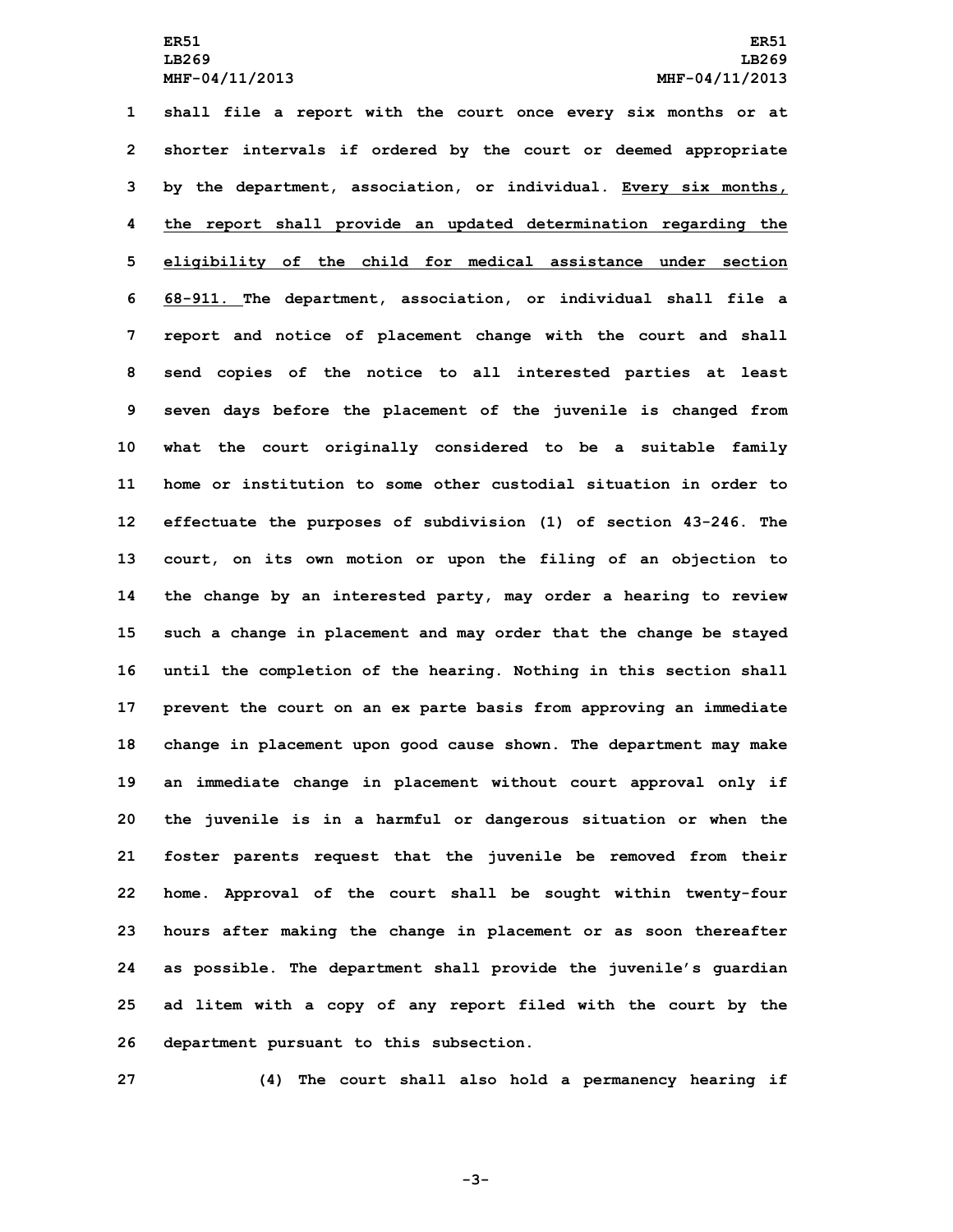shall file a report with the court once every six months or at shorter intervals if ordered by the court or deemed appropriate by the department, association, or individual. <u>Every six months, the report shall provide an updated determination regarding the eligibility of the child for medical assistance under section 68-911.</u> The department, association, or individual shall file a report and notice of placement change with the court and shall send copies of the notice to all interested parties at least seven days before the placement of the juvenile is changed from what the court originally considered to be a suitable family home or institution to some other custodial situation in order to effectuate the purposes of subdivision (1) of section 43-246. The court, on its own motion or upon the filing of an objection to the change by an interested party, may order a hearing to review such a change in placement and may order that the change be stayed until the completion of the hearing. Nothing in this section shall prevent the court on an ex parte basis from approving an immediate change in placement upon good cause shown. The department may make an immediate change in placement without court approval only if the juvenile is in a harmful or dangerous situation or when the foster parents request that the juvenile be removed from their home. Approval of the court shall be sought within twenty-four hours after making the change in placement or as soon thereafter as possible. The department shall provide the juvenile's guardian ad litem with a copy of any report filed with the court by the department pursuant to this subsection.

(4) The court shall also hold a permanency hearing if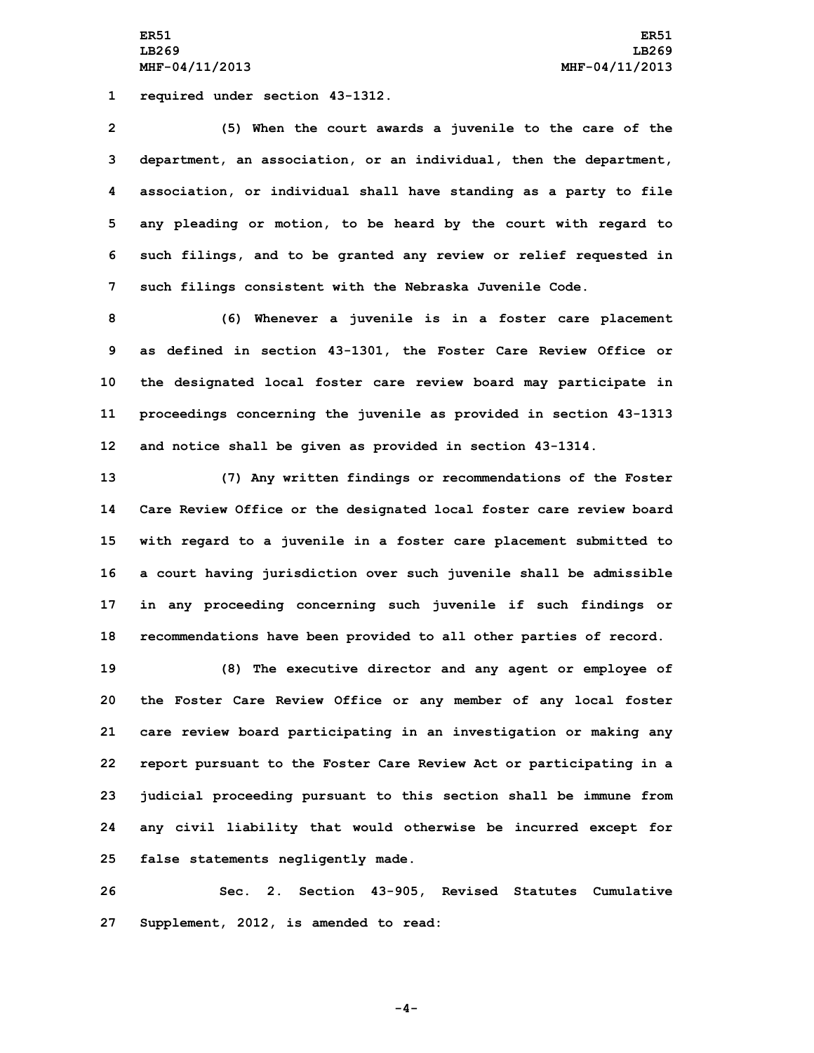required under section 43-1312.

(5) When the court awards a juvenile to the care of the department, an association, or an individual, then the department, association, or individual shall have standing as a party to file any pleading or motion, to be heard by the court with regard to such filings, and to be granted any review or relief requested in such filings consistent with the Nebraska Juvenile Code.

(6) Whenever a juvenile is in a foster care placement as defined in section 43-1301, the Foster Care Review Office or the designated local foster care review board may participate in proceedings concerning the juvenile as provided in section 43-1313 and notice shall be given as provided in section 43-1314.

(7) Any written findings or recommendations of the Foster Care Review Office or the designated local foster care review board with regard to a juvenile in a foster care placement submitted to a court having jurisdiction over such juvenile shall be admissible in any proceeding concerning such juvenile if such findings or recommendations have been provided to all other parties of record.

(8) The executive director and any agent or employee of the Foster Care Review Office or any member of any local foster care review board participating in an investigation or making any report pursuant to the Foster Care Review Act or participating in a judicial proceeding pursuant to this section shall be immune from any civil liability that would otherwise be incurred except for false statements negligently made.

Sec. 2. Section 43-905, Revised Statutes Cumulative Supplement, 2012, is amended to read: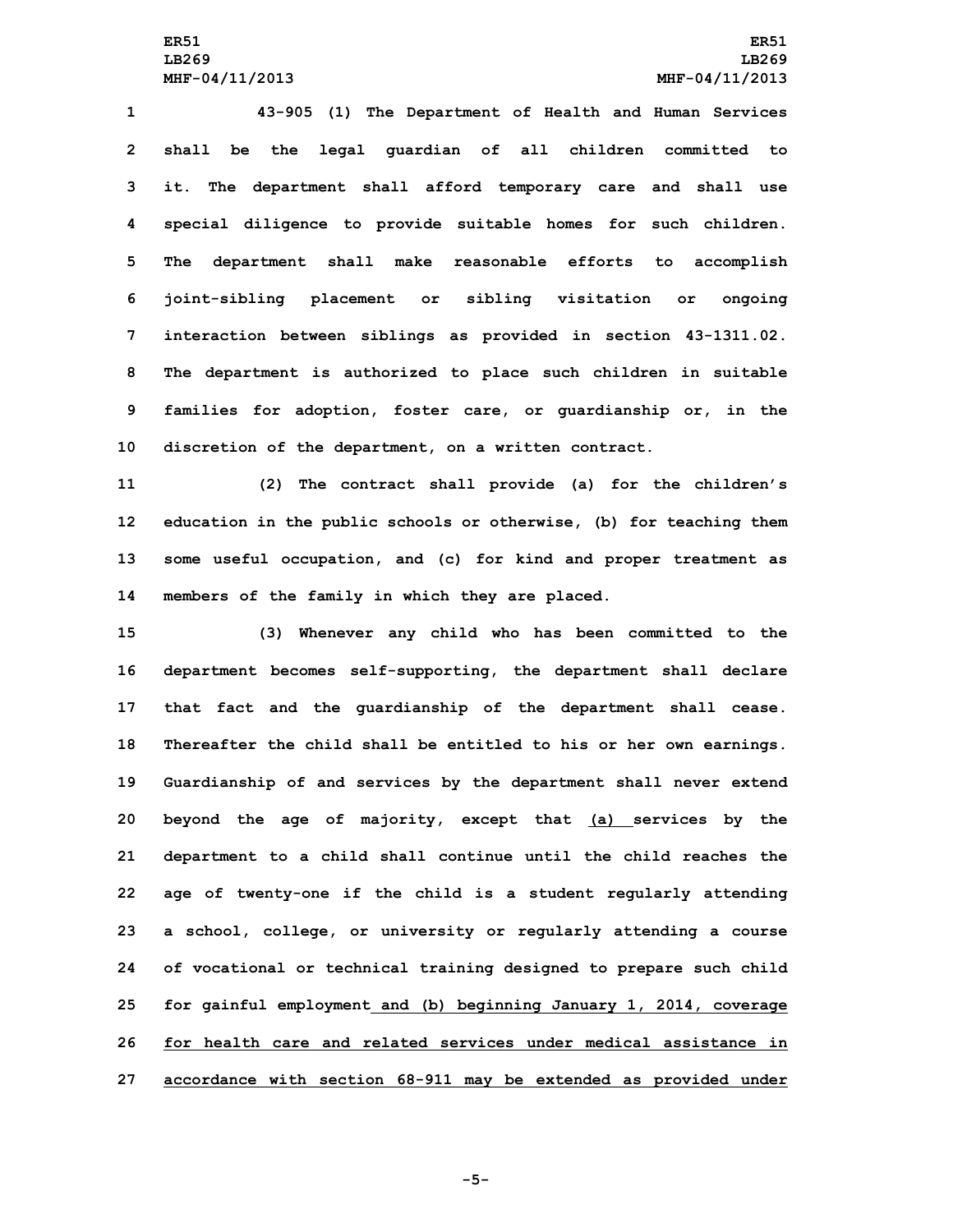43-905 (1) The Department of Health and Human Services shall be the legal guardian of all children committed to it. The department shall afford temporary care and shall use special diligence to provide suitable homes for such children. The department shall make reasonable efforts to accomplish joint-sibling placement or sibling visitation or ongoing interaction between siblings as provided in section 43-1311.02. The department is authorized to place such children in suitable families for adoption, foster care, or guardianship or, in the discretion of the department, on a written contract.

(2) The contract shall provide (a) for the children's education in the public schools or otherwise, (b) for teaching them some useful occupation, and (c) for kind and proper treatment as members of the family in which they are placed.

(3) Whenever any child who has been committed to the department becomes self-supporting, the department shall declare that fact and the guardianship of the department shall cease. Thereafter the child shall be entitled to his or her own earnings. Guardianship of and services by the department shall never extend beyond the age of majority, except that <u>(a)</u> services by the department to a child shall continue until the child reaches the age of twenty-one if the child is a student regularly attending a school, college, or university or regularly attending a course of vocational or technical training designed to prepare such child for gainful employment <u>and (b) beginning January 1, 2014, coverage for health care and related services under medical assistance in accordance with section 68-911 may be extended as provided under</u>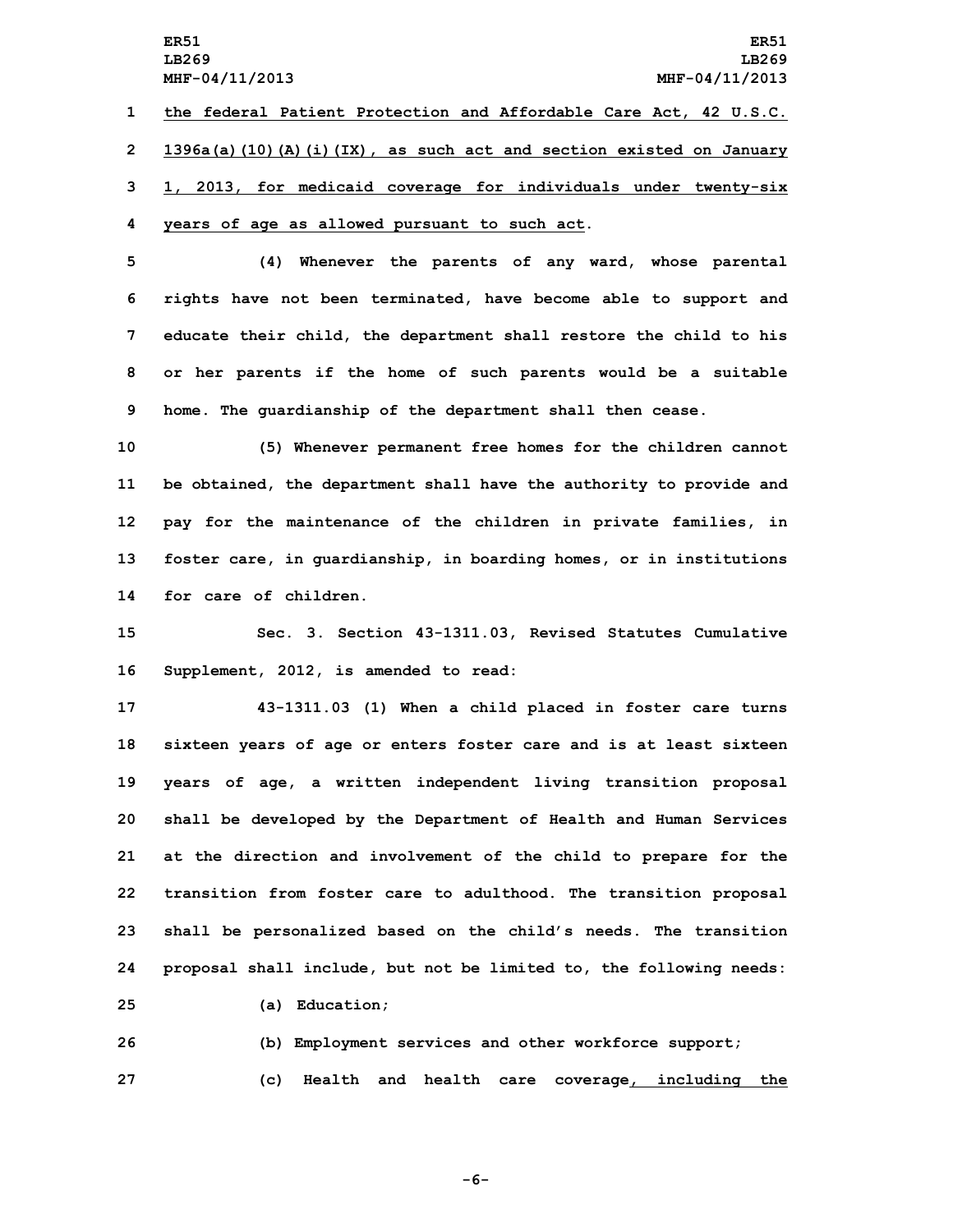the federal Patient Protection and Affordable Care Act, 42 U.S.C. 1396a(a)(10)(A)(i)(IX), as such act and section existed on January 1, 2013, for medicaid coverage for individuals under twenty-six years of age as allowed pursuant to such act.

(4) Whenever the parents of any ward, whose parental rights have not been terminated, have become able to support and educate their child, the department shall restore the child to his or her parents if the home of such parents would be a suitable home. The guardianship of the department shall then cease.

(5) Whenever permanent free homes for the children cannot be obtained, the department shall have the authority to provide and pay for the maintenance of the children in private families, in foster care, in guardianship, in boarding homes, or in institutions for care of children.

Sec. 3. Section 43-1311.03, Revised Statutes Cumulative Supplement, 2012, is amended to read:

43-1311.03 (1) When a child placed in foster care turns sixteen years of age or enters foster care and is at least sixteen years of age, a written independent living transition proposal shall be developed by the Department of Health and Human Services at the direction and involvement of the child to prepare for the transition from foster care to adulthood. The transition proposal shall be personalized based on the child's needs. The transition proposal shall include, but not be limited to, the following needs:

(a) Education;

(b) Employment services and other workforce support;

(c) Health and health care coverage, including the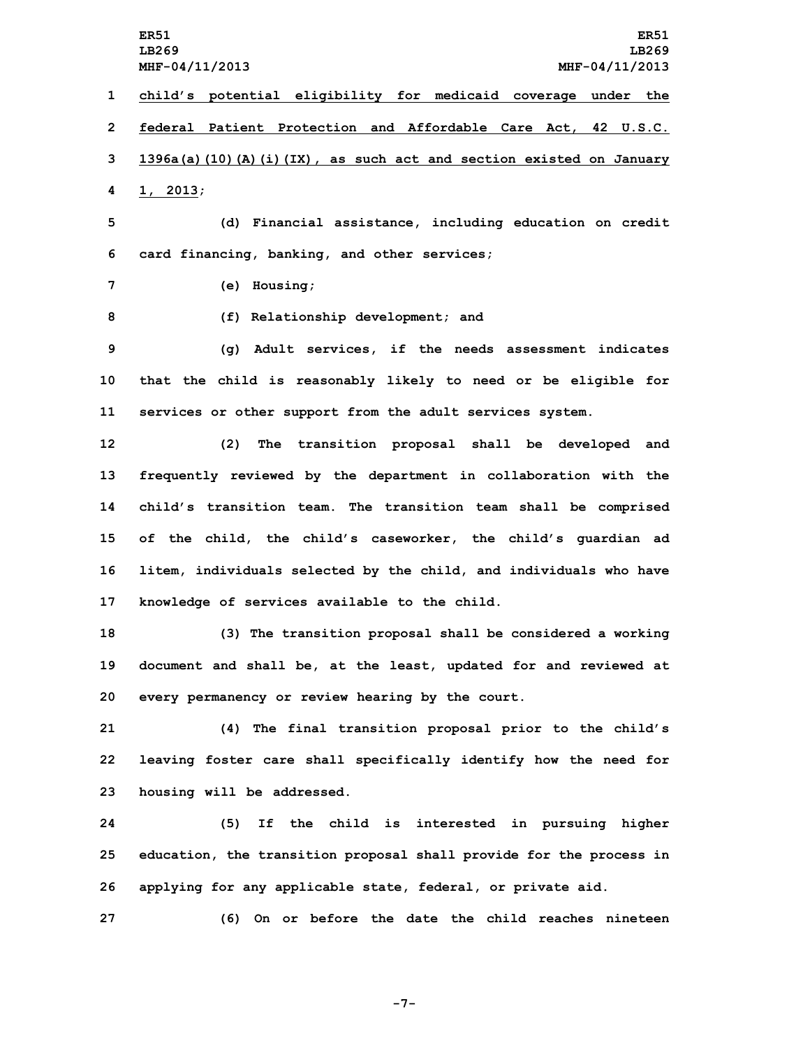child's potential eligibility for medicaid coverage under the federal Patient Protection and Affordable Care Act, 42 U.S.C. 1396a(a)(10)(A)(i)(IX), as such act and section existed on January 1, 2013;

(d) Financial assistance, including education on credit card financing, banking, and other services;

(e) Housing;

(f) Relationship development; and

(g) Adult services, if the needs assessment indicates that the child is reasonably likely to need or be eligible for services or other support from the adult services system.

(2) The transition proposal shall be developed and frequently reviewed by the department in collaboration with the child's transition team. The transition team shall be comprised of the child, the child's caseworker, the child's guardian ad litem, individuals selected by the child, and individuals who have knowledge of services available to the child.

(3) The transition proposal shall be considered a working document and shall be, at the least, updated for and reviewed at every permanency or review hearing by the court.

(4) The final transition proposal prior to the child's leaving foster care shall specifically identify how the need for housing will be addressed.

(5) If the child is interested in pursuing higher education, the transition proposal shall provide for the process in applying for any applicable state, federal, or private aid.

(6) On or before the date the child reaches nineteen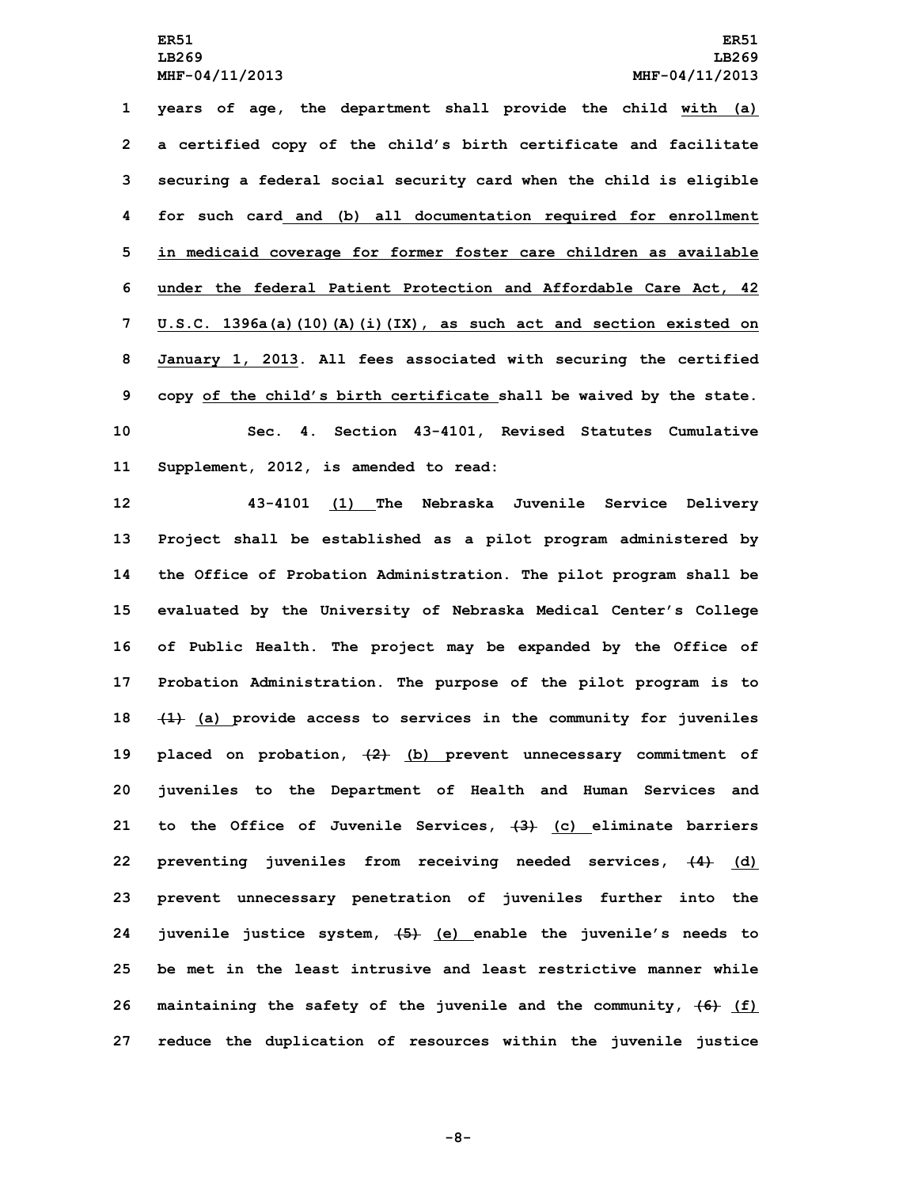years of age, the department shall provide the child with (a) a certified copy of the child's birth certificate and facilitate securing a federal social security card when the child is eligible for such card and (b) all documentation required for enrollment in medicaid coverage for former foster care children as available under the federal Patient Protection and Affordable Care Act, 42 U.S.C. 1396a(a)(10)(A)(i)(IX), as such act and section existed on January 1, 2013. All fees associated with securing the certified copy of the child's birth certificate shall be waived by the state.

Sec. 4. Section 43-4101, Revised Statutes Cumulative Supplement, 2012, is amended to read:

43-4101 (1) The Nebraska Juvenile Service Delivery Project shall be established as a pilot program administered by the Office of Probation Administration. The pilot program shall be evaluated by the University of Nebraska Medical Center's College of Public Health. The project may be expanded by the Office of Probation Administration. The purpose of the pilot program is to ~~(1)~~ (a) provide access to services in the community for juveniles placed on probation, ~~(2)~~ (b) prevent unnecessary commitment of juveniles to the Department of Health and Human Services and to the Office of Juvenile Services, ~~(3)~~ (c) eliminate barriers preventing juveniles from receiving needed services, ~~(4)~~ (d) prevent unnecessary penetration of juveniles further into the juvenile justice system, ~~(5)~~ (e) enable the juvenile's needs to be met in the least intrusive and least restrictive manner while maintaining the safety of the juvenile and the community, ~~(6)~~ (f) reduce the duplication of resources within the juvenile justice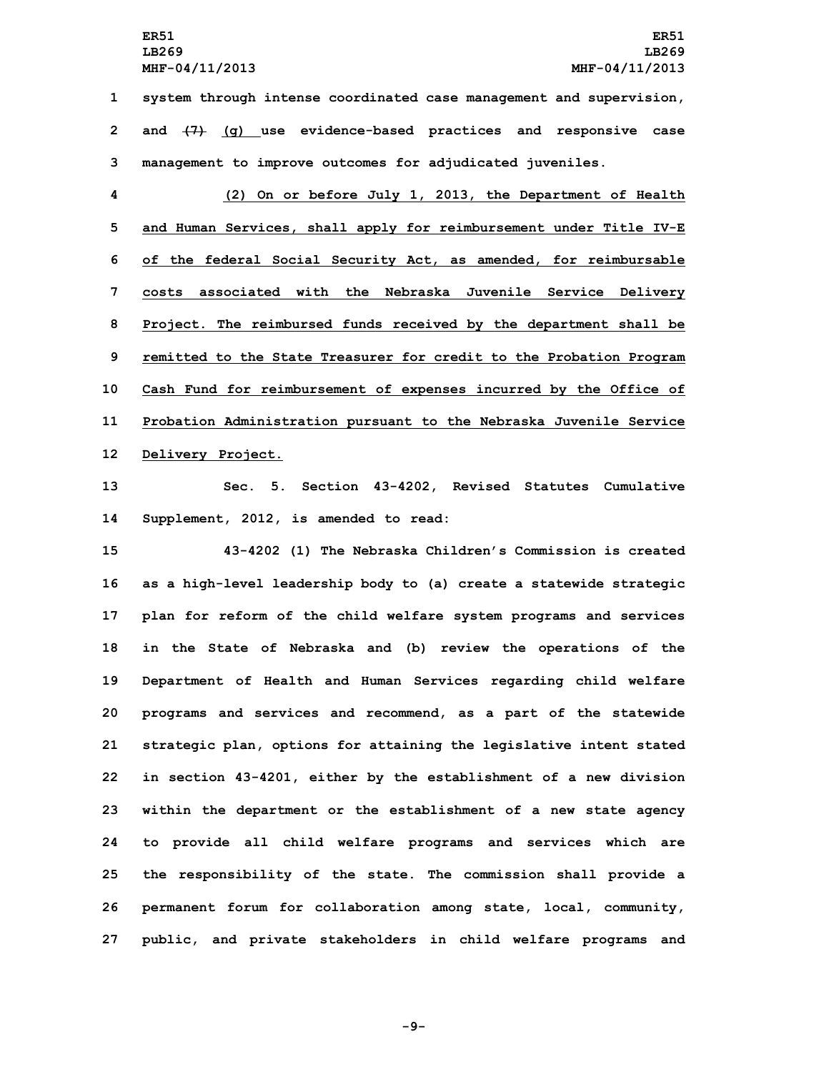system through intense coordinated case management and supervision, and ~~(7)~~ (g) use evidence-based practices and responsive case management to improve outcomes for adjudicated juveniles.

(2) On or before July 1, 2013, the Department of Health and Human Services, shall apply for reimbursement under Title IV-E of the federal Social Security Act, as amended, for reimbursable costs associated with the Nebraska Juvenile Service Delivery Project. The reimbursed funds received by the department shall be remitted to the State Treasurer for credit to the Probation Program Cash Fund for reimbursement of expenses incurred by the Office of Probation Administration pursuant to the Nebraska Juvenile Service Delivery Project.

Sec. 5. Section 43-4202, Revised Statutes Cumulative Supplement, 2012, is amended to read:

43-4202 (1) The Nebraska Children's Commission is created as a high-level leadership body to (a) create a statewide strategic plan for reform of the child welfare system programs and services in the State of Nebraska and (b) review the operations of the Department of Health and Human Services regarding child welfare programs and services and recommend, as a part of the statewide strategic plan, options for attaining the legislative intent stated in section 43-4201, either by the establishment of a new division within the department or the establishment of a new state agency to provide all child welfare programs and services which are the responsibility of the state. The commission shall provide a permanent forum for collaboration among state, local, community, public, and private stakeholders in child welfare programs and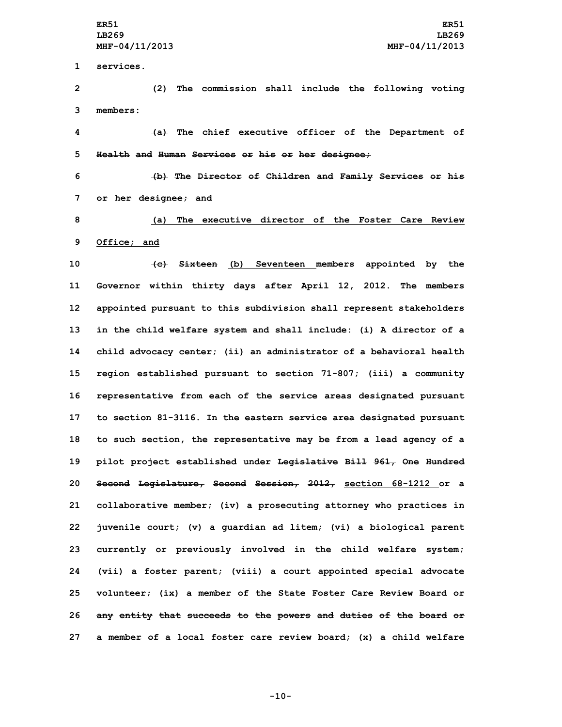services.

(2) The commission shall include the following voting members:

~~(a) The chief executive officer of the Department of Health and Human Services or his or her designee;~~

~~(b) The Director of Children and Family Services or his or her designee; and~~

<u>(a) The executive director of the Foster Care Review Office; and</u>

~~(c) Sixteen~~ <u>(b) Seventeen</u> members appointed by the Governor within thirty days after April 12, 2012. The members appointed pursuant to this subdivision shall represent stakeholders in the child welfare system and shall include: (i) A director of a child advocacy center; (ii) an administrator of a behavioral health region established pursuant to section 71-807; (iii) a community representative from each of the service areas designated pursuant to section 81-3116. In the eastern service area designated pursuant to such section, the representative may be from a lead agency of a pilot project established under ~~Legislative Bill 961, One Hundred Second Legislature, Second Session, 2012,~~ <u>section 68-1212</u> or a collaborative member; (iv) a prosecuting attorney who practices in juvenile court; (v) a guardian ad litem; (vi) a biological parent currently or previously involved in the child welfare system; (vii) a foster parent; (viii) a court appointed special advocate volunteer; (ix) a member of ~~the State Foster Care Review Board or any entity that succeeds to the powers and duties of the board or a member of~~ a local foster care review board; (x) a child welfare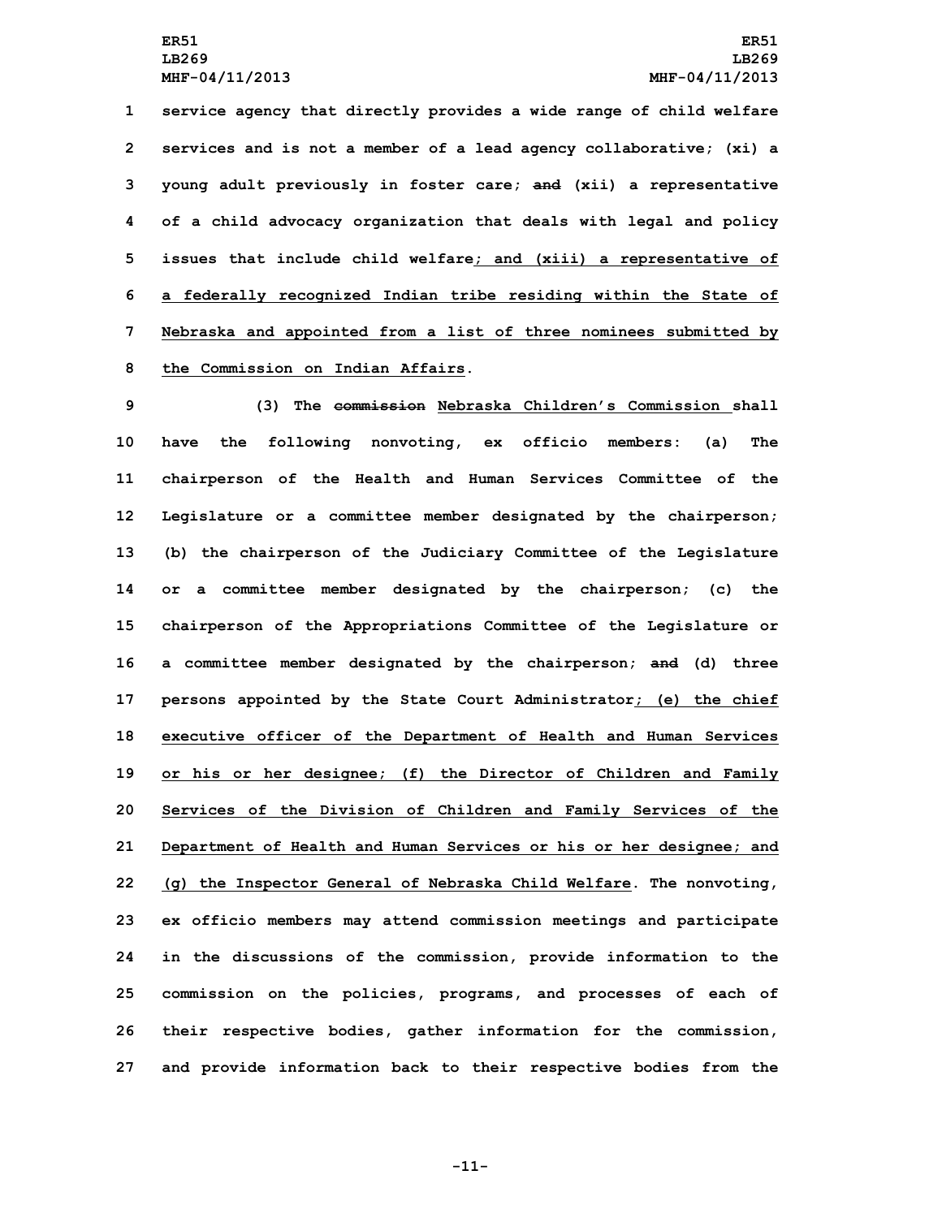service agency that directly provides a wide range of child welfare services and is not a member of a lead agency collaborative; (xi) a young adult previously in foster care; ~~and~~ (xii) a representative of a child advocacy organization that deals with legal and policy issues that include child welfare; and (xiii) a representative of a federally recognized Indian tribe residing within the State of Nebraska and appointed from a list of three nominees submitted by the Commission on Indian Affairs.

(3) The ~~commission~~ Nebraska Children's Commission shall have the following nonvoting, ex officio members: (a) The chairperson of the Health and Human Services Committee of the Legislature or a committee member designated by the chairperson; (b) the chairperson of the Judiciary Committee of the Legislature or a committee member designated by the chairperson; (c) the chairperson of the Appropriations Committee of the Legislature or a committee member designated by the chairperson; ~~and~~ (d) three persons appointed by the State Court Administrator; (e) the chief executive officer of the Department of Health and Human Services or his or her designee; (f) the Director of Children and Family Services of the Division of Children and Family Services of the Department of Health and Human Services or his or her designee; and (g) the Inspector General of Nebraska Child Welfare. The nonvoting, ex officio members may attend commission meetings and participate in the discussions of the commission, provide information to the commission on the policies, programs, and processes of each of their respective bodies, gather information for the commission, and provide information back to their respective bodies from the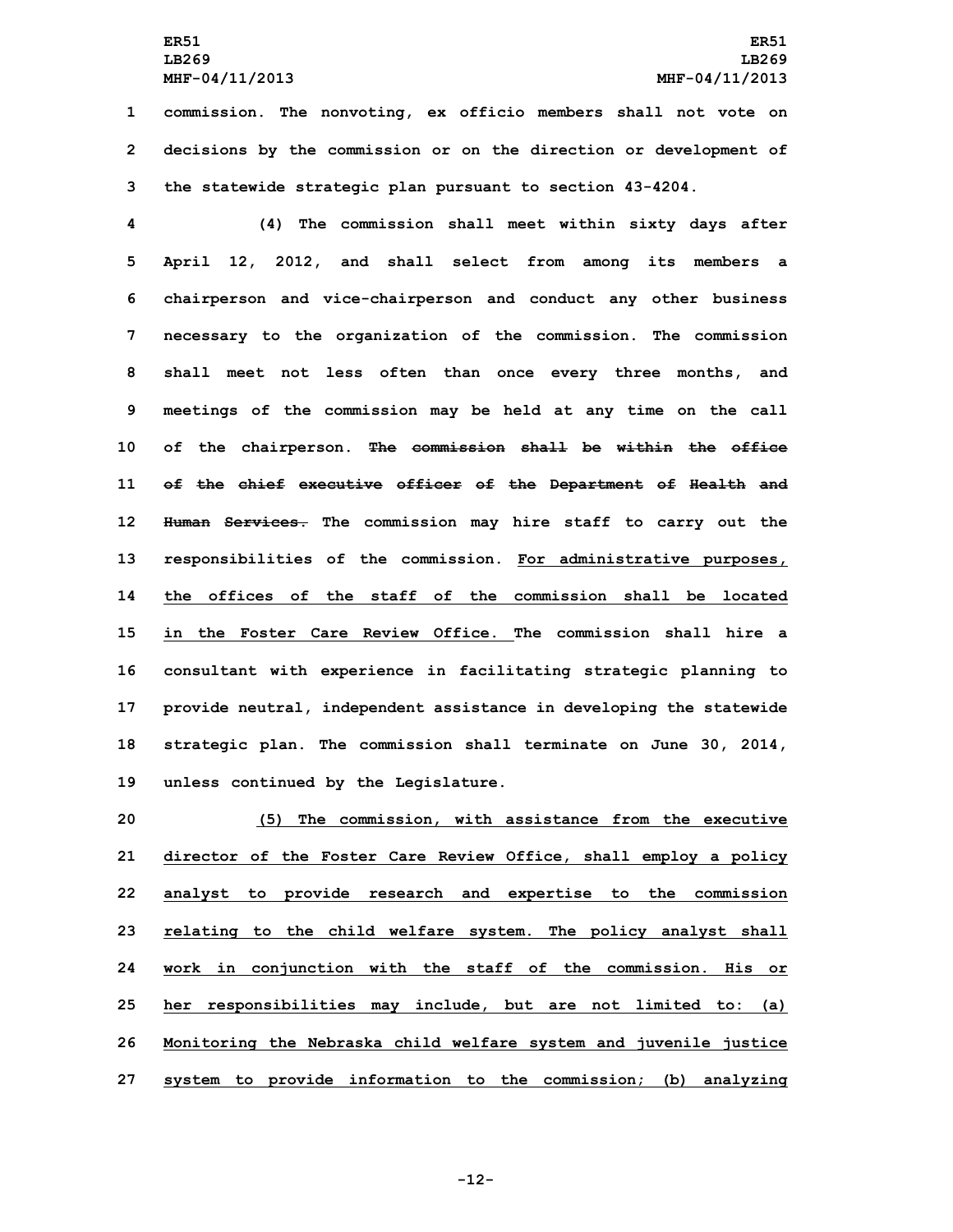commission. The nonvoting, ex officio members shall not vote on decisions by the commission or on the direction or development of the statewide strategic plan pursuant to section 43-4204.

(4) The commission shall meet within sixty days after April 12, 2012, and shall select from among its members a chairperson and vice-chairperson and conduct any other business necessary to the organization of the commission. The commission shall meet not less often than once every three months, and meetings of the commission may be held at any time on the call of the chairperson. ~~The commission shall be within the office of the chief executive officer of the Department of Health and Human Services.~~ The commission may hire staff to carry out the responsibilities of the commission. <u>For administrative purposes, the offices of the staff of the commission shall be located in the Foster Care Review Office.</u> The commission shall hire a consultant with experience in facilitating strategic planning to provide neutral, independent assistance in developing the statewide strategic plan. The commission shall terminate on June 30, 2014, unless continued by the Legislature.

<u>(5) The commission, with assistance from the executive director of the Foster Care Review Office, shall employ a policy analyst to provide research and expertise to the commission relating to the child welfare system. The policy analyst shall work in conjunction with the staff of the commission. His or her responsibilities may include, but are not limited to: (a) Monitoring the Nebraska child welfare system and juvenile justice system to provide information to the commission; (b) analyzing</u>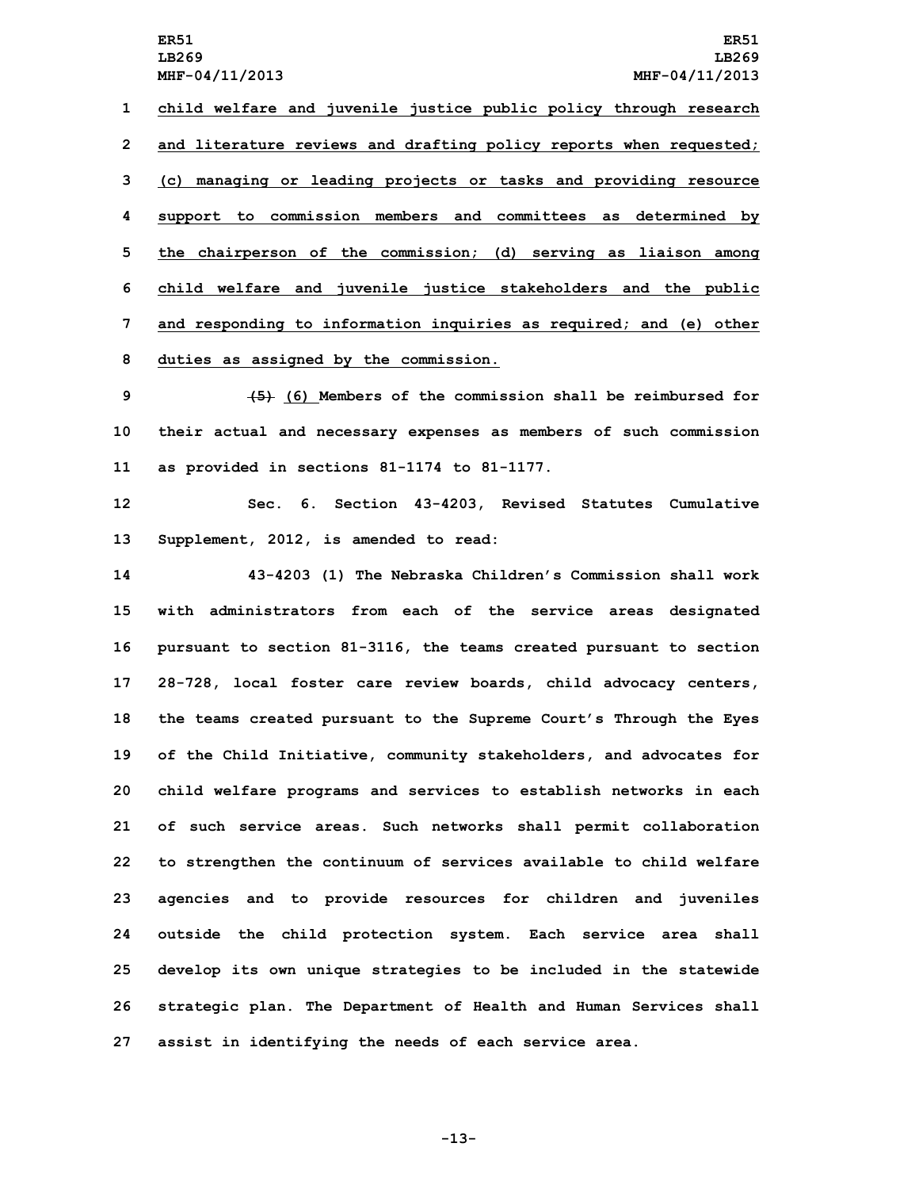child welfare and juvenile justice public policy through research and literature reviews and drafting policy reports when requested; (c) managing or leading projects or tasks and providing resource support to commission members and committees as determined by the chairperson of the commission; (d) serving as liaison among child welfare and juvenile justice stakeholders and the public and responding to information inquiries as required; and (e) other duties as assigned by the commission.

~~(5)~~ (6) Members of the commission shall be reimbursed for their actual and necessary expenses as members of such commission as provided in sections 81-1174 to 81-1177.

Sec. 6. Section 43-4203, Revised Statutes Cumulative Supplement, 2012, is amended to read:

43-4203 (1) The Nebraska Children's Commission shall work with administrators from each of the service areas designated pursuant to section 81-3116, the teams created pursuant to section 28-728, local foster care review boards, child advocacy centers, the teams created pursuant to the Supreme Court's Through the Eyes of the Child Initiative, community stakeholders, and advocates for child welfare programs and services to establish networks in each of such service areas. Such networks shall permit collaboration to strengthen the continuum of services available to child welfare agencies and to provide resources for children and juveniles outside the child protection system. Each service area shall develop its own unique strategies to be included in the statewide strategic plan. The Department of Health and Human Services shall assist in identifying the needs of each service area.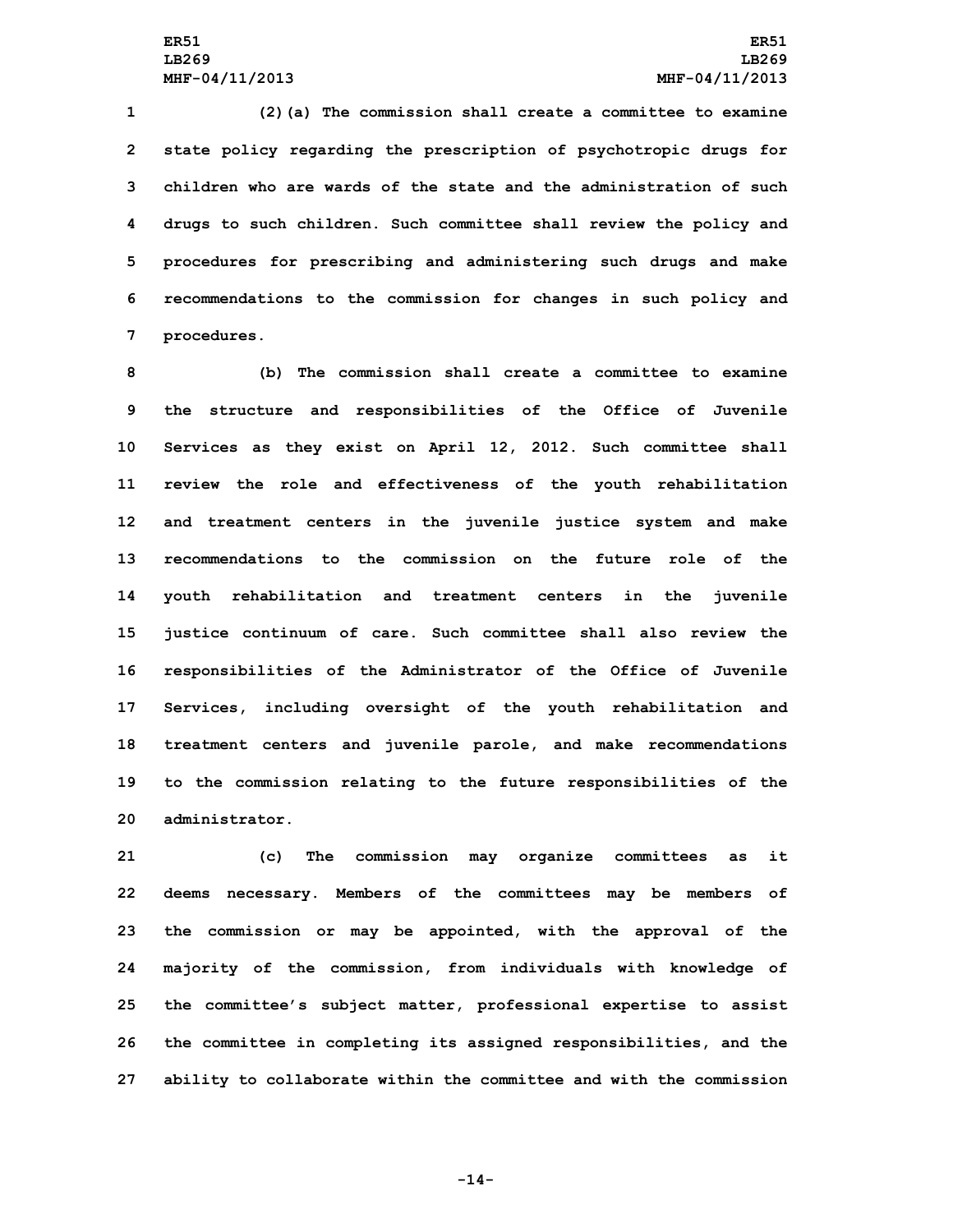(2)(a) The commission shall create a committee to examine state policy regarding the prescription of psychotropic drugs for children who are wards of the state and the administration of such drugs to such children. Such committee shall review the policy and procedures for prescribing and administering such drugs and make recommendations to the commission for changes in such policy and procedures.

(b) The commission shall create a committee to examine the structure and responsibilities of the Office of Juvenile Services as they exist on April 12, 2012. Such committee shall review the role and effectiveness of the youth rehabilitation and treatment centers in the juvenile justice system and make recommendations to the commission on the future role of the youth rehabilitation and treatment centers in the juvenile justice continuum of care. Such committee shall also review the responsibilities of the Administrator of the Office of Juvenile Services, including oversight of the youth rehabilitation and treatment centers and juvenile parole, and make recommendations to the commission relating to the future responsibilities of the administrator.

(c) The commission may organize committees as it deems necessary. Members of the committees may be members of the commission or may be appointed, with the approval of the majority of the commission, from individuals with knowledge of the committee's subject matter, professional expertise to assist the committee in completing its assigned responsibilities, and the ability to collaborate within the committee and with the commission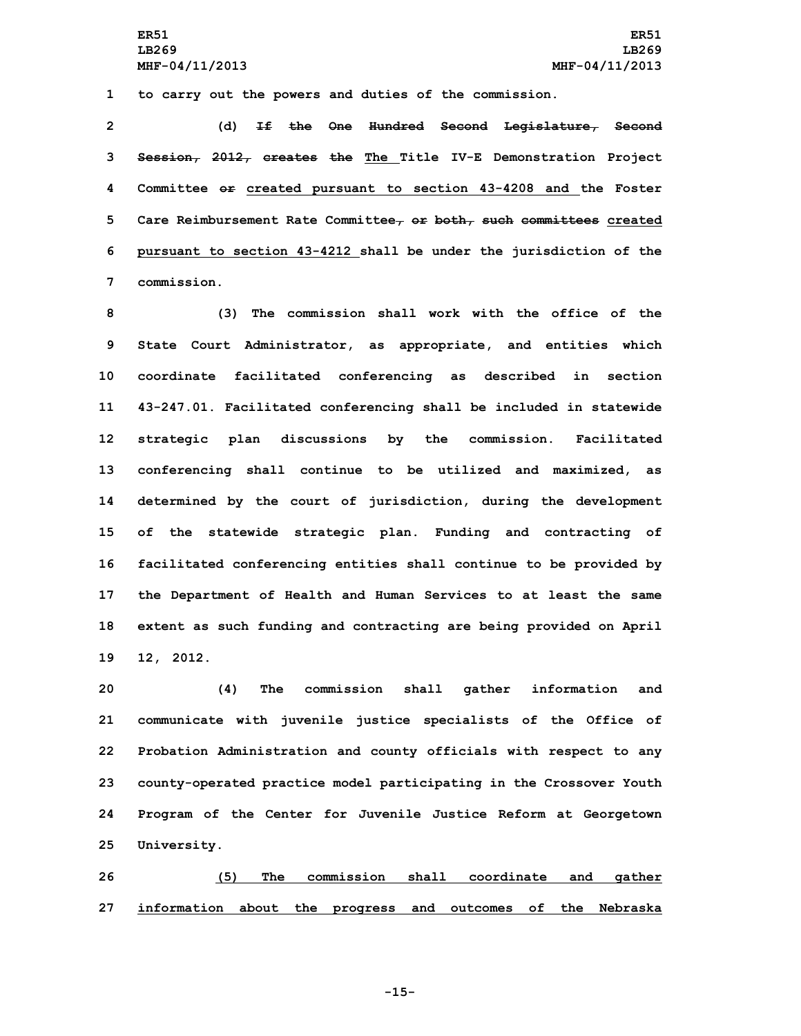to carry out the powers and duties of the commission.

(d) ~~If the One Hundred Second Legislature, Second Session, 2012, creates the~~ <u>The</u> Title IV-E Demonstration Project Committee ~~or~~ <u>created pursuant to section 43-4208 and</u> the Foster Care Reimbursement Rate Committee~~, or both, such committees~~ <u>created pursuant to section 43-4212</u> shall be under the jurisdiction of the commission.

(3) The commission shall work with the office of the State Court Administrator, as appropriate, and entities which coordinate facilitated conferencing as described in section 43-247.01. Facilitated conferencing shall be included in statewide strategic plan discussions by the commission. Facilitated conferencing shall continue to be utilized and maximized, as determined by the court of jurisdiction, during the development of the statewide strategic plan. Funding and contracting of facilitated conferencing entities shall continue to be provided by the Department of Health and Human Services to at least the same extent as such funding and contracting are being provided on April 12, 2012.

(4) The commission shall gather information and communicate with juvenile justice specialists of the Office of Probation Administration and county officials with respect to any county-operated practice model participating in the Crossover Youth Program of the Center for Juvenile Justice Reform at Georgetown University.

<u>(5) The commission shall coordinate and gather information about the progress and outcomes of the Nebraska</u>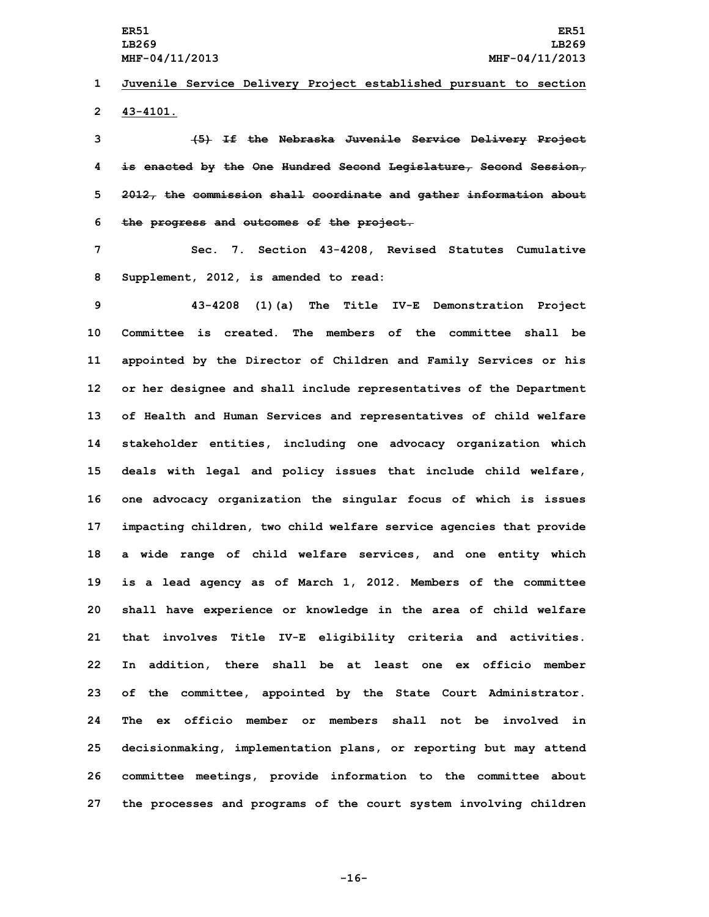Juvenile Service Delivery Project established pursuant to section 43-4101.

~~(5) If the Nebraska Juvenile Service Delivery Project is enacted by the One Hundred Second Legislature, Second Session, 2012, the commission shall coordinate and gather information about the progress and outcomes of the project.~~

Sec. 7. Section 43-4208, Revised Statutes Cumulative Supplement, 2012, is amended to read:

43-4208 (1)(a) The Title IV-E Demonstration Project Committee is created. The members of the committee shall be appointed by the Director of Children and Family Services or his or her designee and shall include representatives of the Department of Health and Human Services and representatives of child welfare stakeholder entities, including one advocacy organization which deals with legal and policy issues that include child welfare, one advocacy organization the singular focus of which is issues impacting children, two child welfare service agencies that provide a wide range of child welfare services, and one entity which is a lead agency as of March 1, 2012. Members of the committee shall have experience or knowledge in the area of child welfare that involves Title IV-E eligibility criteria and activities. In addition, there shall be at least one ex officio member of the committee, appointed by the State Court Administrator. The ex officio member or members shall not be involved in decisionmaking, implementation plans, or reporting but may attend committee meetings, provide information to the committee about the processes and programs of the court system involving children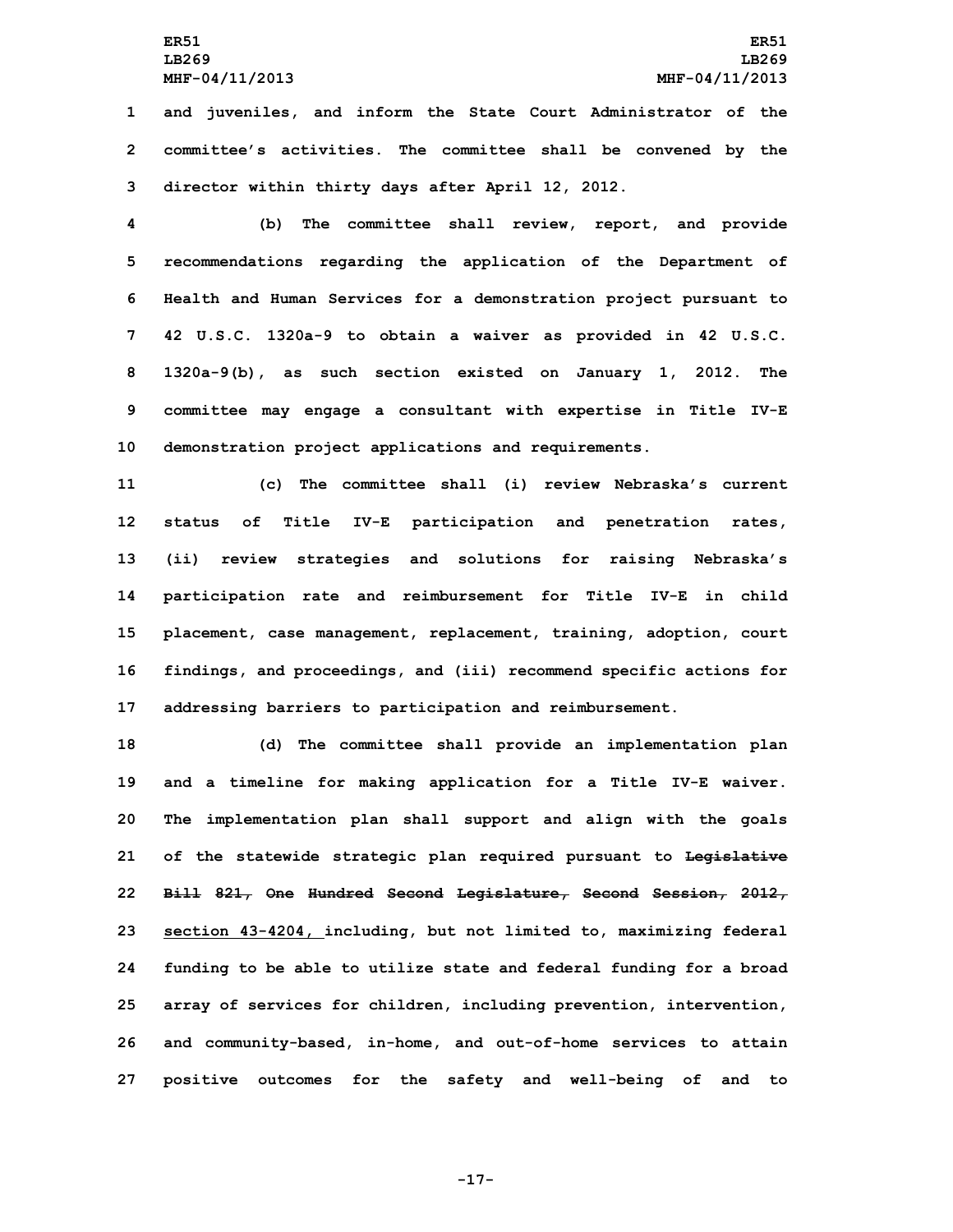and juveniles, and inform the State Court Administrator of the committee's activities. The committee shall be convened by the director within thirty days after April 12, 2012.

(b) The committee shall review, report, and provide recommendations regarding the application of the Department of Health and Human Services for a demonstration project pursuant to 42 U.S.C. 1320a-9 to obtain a waiver as provided in 42 U.S.C. 1320a-9(b), as such section existed on January 1, 2012. The committee may engage a consultant with expertise in Title IV-E demonstration project applications and requirements.

(c) The committee shall (i) review Nebraska's current status of Title IV-E participation and penetration rates, (ii) review strategies and solutions for raising Nebraska's participation rate and reimbursement for Title IV-E in child placement, case management, replacement, training, adoption, court findings, and proceedings, and (iii) recommend specific actions for addressing barriers to participation and reimbursement.

(d) The committee shall provide an implementation plan and a timeline for making application for a Title IV-E waiver. The implementation plan shall support and align with the goals of the statewide strategic plan required pursuant to ~~Legislative Bill 821, One Hundred Second Legislature, Second Session, 2012,~~ section 43-4204, including, but not limited to, maximizing federal funding to be able to utilize state and federal funding for a broad array of services for children, including prevention, intervention, and community-based, in-home, and out-of-home services to attain positive outcomes for the safety and well-being of and to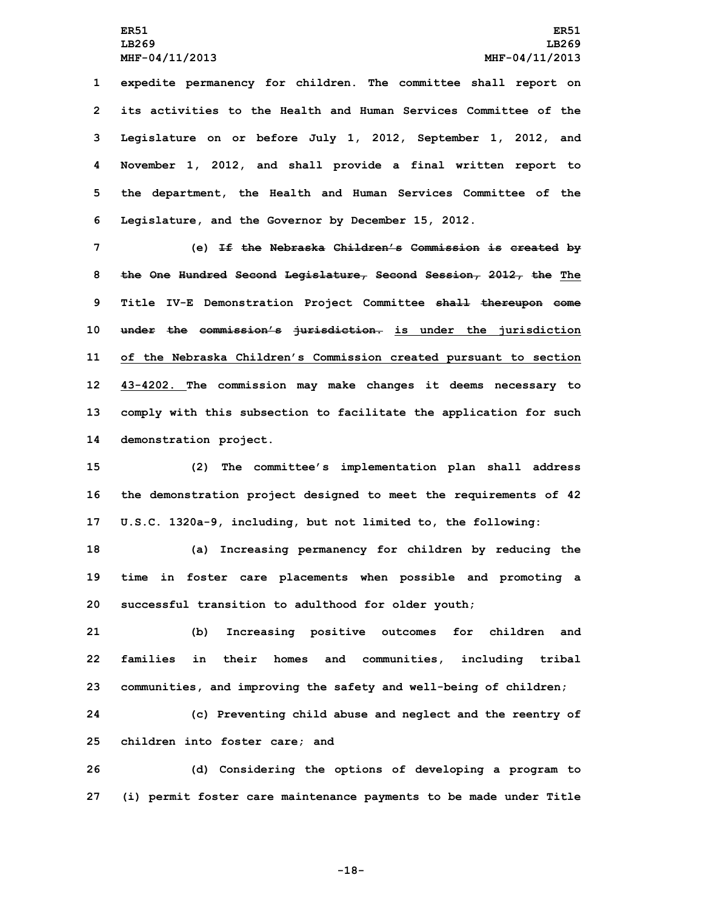expedite permanency for children. The committee shall report on its activities to the Health and Human Services Committee of the Legislature on or before July 1, 2012, September 1, 2012, and November 1, 2012, and shall provide a final written report to the department, the Health and Human Services Committee of the Legislature, and the Governor by December 15, 2012.

(e) ~~If the Nebraska Children's Commission is created by the One Hundred Second Legislature, Second Session, 2012, the~~ The Title IV-E Demonstration Project Committee ~~shall thereupon come under the commission's jurisdiction.~~ is under the jurisdiction of the Nebraska Children's Commission created pursuant to section 43-4202. The commission may make changes it deems necessary to comply with this subsection to facilitate the application for such demonstration project.

(2) The committee's implementation plan shall address the demonstration project designed to meet the requirements of 42 U.S.C. 1320a-9, including, but not limited to, the following:

(a) Increasing permanency for children by reducing the time in foster care placements when possible and promoting a successful transition to adulthood for older youth;

(b) Increasing positive outcomes for children and families in their homes and communities, including tribal communities, and improving the safety and well-being of children;

(c) Preventing child abuse and neglect and the reentry of children into foster care; and

(d) Considering the options of developing a program to (i) permit foster care maintenance payments to be made under Title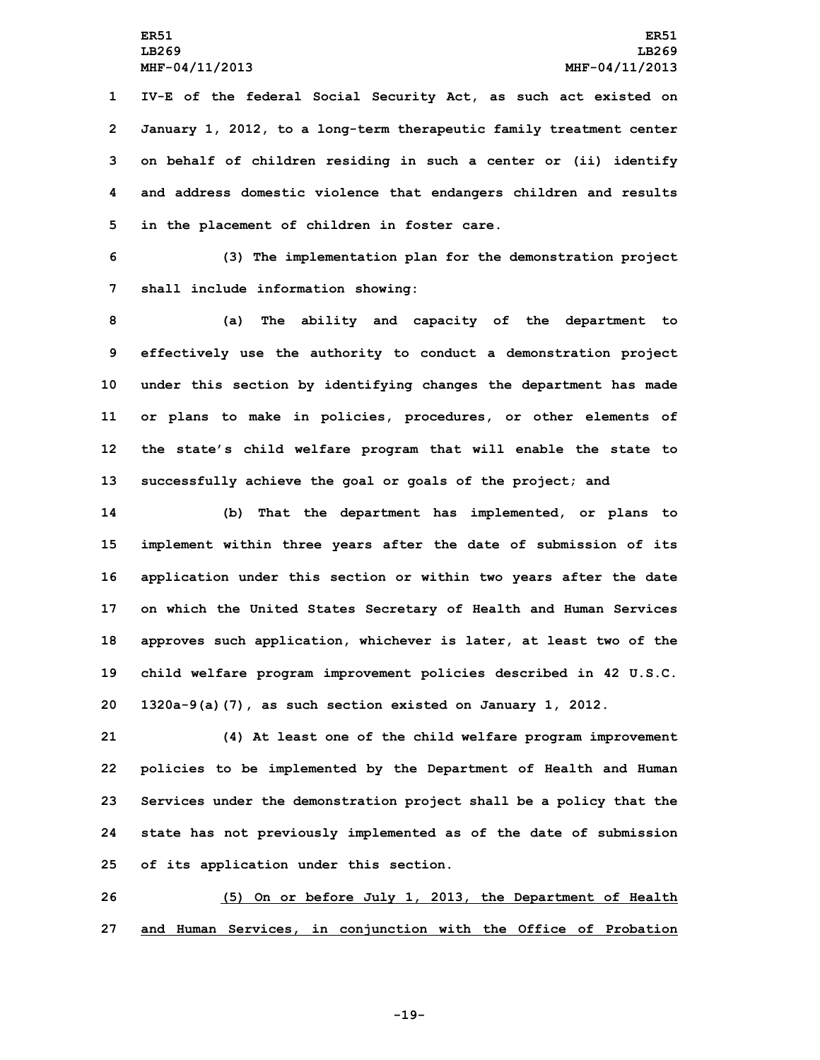IV-E of the federal Social Security Act, as such act existed on January 1, 2012, to a long-term therapeutic family treatment center on behalf of children residing in such a center or (ii) identify and address domestic violence that endangers children and results in the placement of children in foster care.

(3) The implementation plan for the demonstration project shall include information showing:

(a) The ability and capacity of the department to effectively use the authority to conduct a demonstration project under this section by identifying changes the department has made or plans to make in policies, procedures, or other elements of the state's child welfare program that will enable the state to successfully achieve the goal or goals of the project; and

(b) That the department has implemented, or plans to implement within three years after the date of submission of its application under this section or within two years after the date on which the United States Secretary of Health and Human Services approves such application, whichever is later, at least two of the child welfare program improvement policies described in 42 U.S.C. 1320a-9(a)(7), as such section existed on January 1, 2012.

(4) At least one of the child welfare program improvement policies to be implemented by the Department of Health and Human Services under the demonstration project shall be a policy that the state has not previously implemented as of the date of submission of its application under this section.

<u>(5) On or before July 1, 2013, the Department of Health and Human Services, in conjunction with the Office of Probation</u>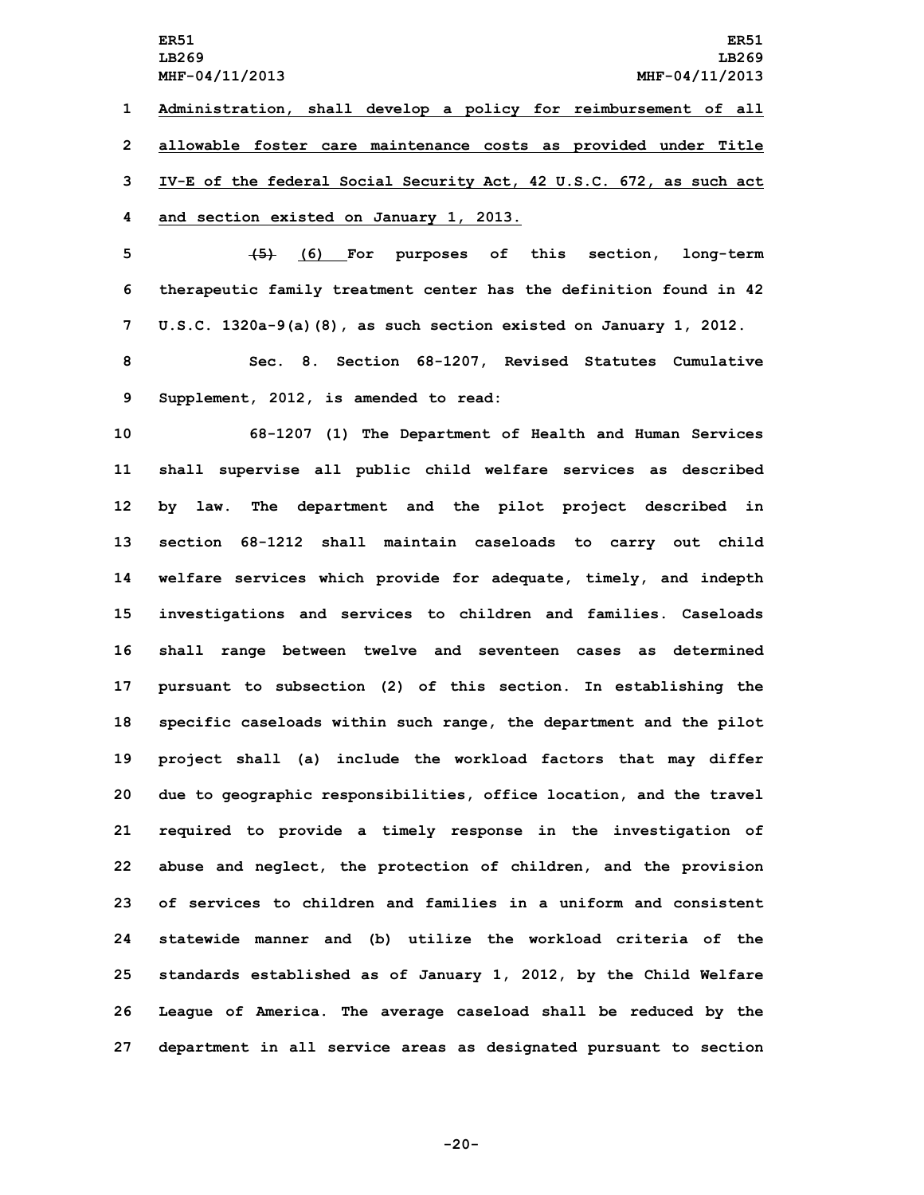Administration, shall develop a policy for reimbursement of all allowable foster care maintenance costs as provided under Title IV-E of the federal Social Security Act, 42 U.S.C. 672, as such act and section existed on January 1, 2013.

~~(5)~~ (6) For purposes of this section, long-term therapeutic family treatment center has the definition found in 42 U.S.C. 1320a-9(a)(8), as such section existed on January 1, 2012.

Sec. 8. Section 68-1207, Revised Statutes Cumulative Supplement, 2012, is amended to read:

68-1207 (1) The Department of Health and Human Services shall supervise all public child welfare services as described by law. The department and the pilot project described in section 68-1212 shall maintain caseloads to carry out child welfare services which provide for adequate, timely, and indepth investigations and services to children and families. Caseloads shall range between twelve and seventeen cases as determined pursuant to subsection (2) of this section. In establishing the specific caseloads within such range, the department and the pilot project shall (a) include the workload factors that may differ due to geographic responsibilities, office location, and the travel required to provide a timely response in the investigation of abuse and neglect, the protection of children, and the provision of services to children and families in a uniform and consistent statewide manner and (b) utilize the workload criteria of the standards established as of January 1, 2012, by the Child Welfare League of America. The average caseload shall be reduced by the department in all service areas as designated pursuant to section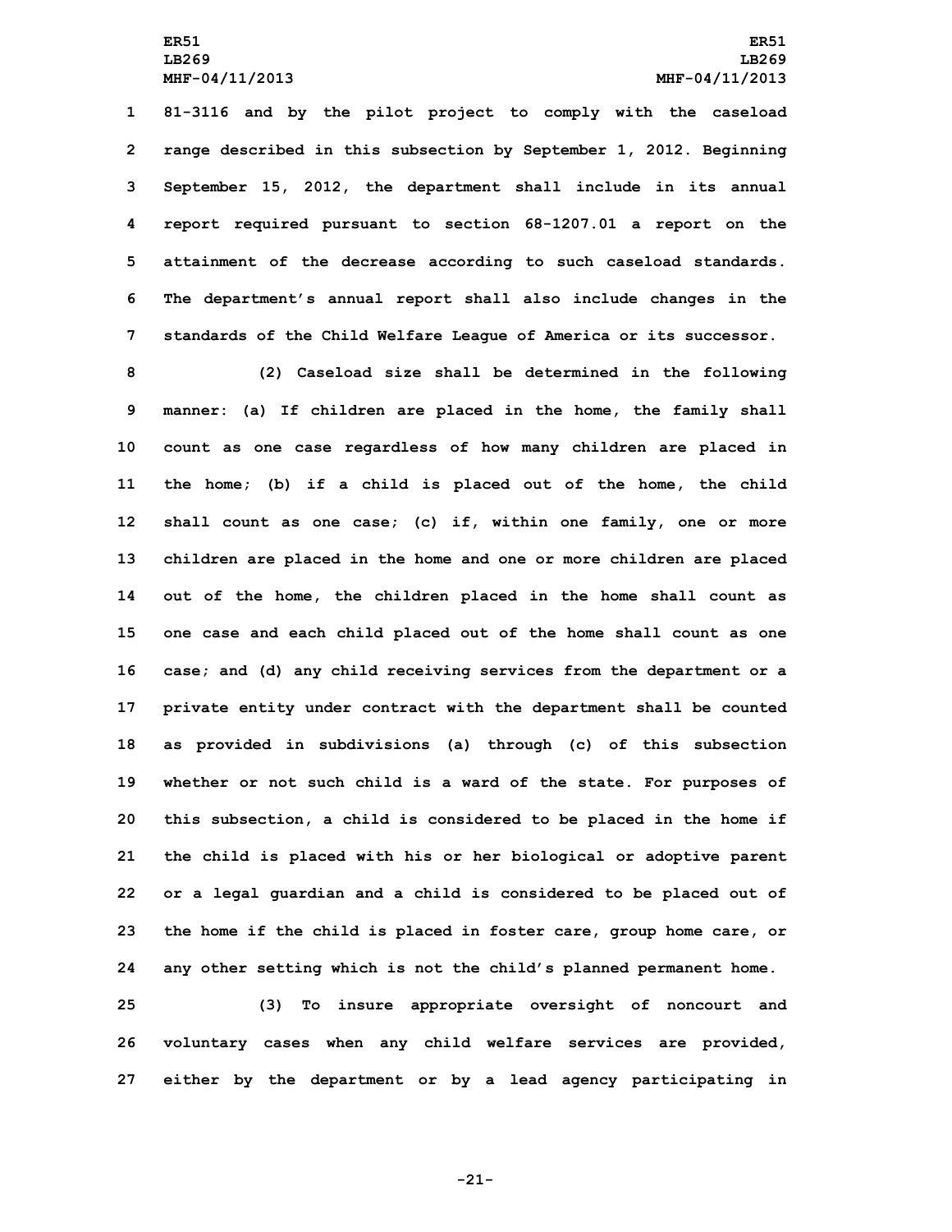81-3116 and by the pilot project to comply with the caseload range described in this subsection by September 1, 2012. Beginning September 15, 2012, the department shall include in its annual report required pursuant to section 68-1207.01 a report on the attainment of the decrease according to such caseload standards. The department's annual report shall also include changes in the standards of the Child Welfare League of America or its successor.

(2) Caseload size shall be determined in the following manner: (a) If children are placed in the home, the family shall count as one case regardless of how many children are placed in the home; (b) if a child is placed out of the home, the child shall count as one case; (c) if, within one family, one or more children are placed in the home and one or more children are placed out of the home, the children placed in the home shall count as one case and each child placed out of the home shall count as one case; and (d) any child receiving services from the department or a private entity under contract with the department shall be counted as provided in subdivisions (a) through (c) of this subsection whether or not such child is a ward of the state. For purposes of this subsection, a child is considered to be placed in the home if the child is placed with his or her biological or adoptive parent or a legal guardian and a child is considered to be placed out of the home if the child is placed in foster care, group home care, or any other setting which is not the child's planned permanent home.

(3) To insure appropriate oversight of noncourt and voluntary cases when any child welfare services are provided, either by the department or by a lead agency participating in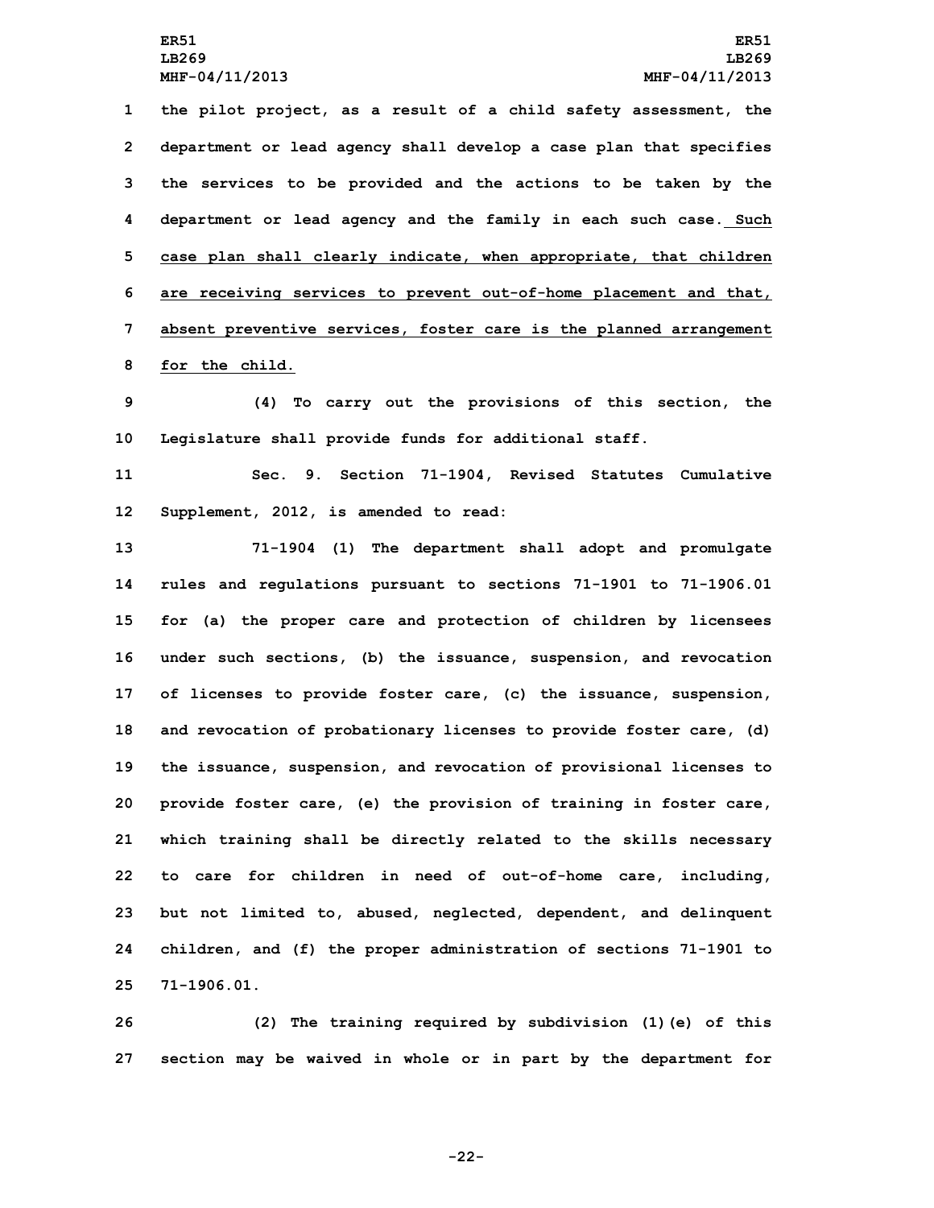the pilot project, as a result of a child safety assessment, the department or lead agency shall develop a case plan that specifies the services to be provided and the actions to be taken by the department or lead agency and the family in each such case. <u>Such case plan shall clearly indicate, when appropriate, that children are receiving services to prevent out-of-home placement and that, absent preventive services, foster care is the planned arrangement for the child.</u>

(4) To carry out the provisions of this section, the Legislature shall provide funds for additional staff.

Sec. 9. Section 71-1904, Revised Statutes Cumulative Supplement, 2012, is amended to read:

71-1904 (1) The department shall adopt and promulgate rules and regulations pursuant to sections 71-1901 to 71-1906.01 for (a) the proper care and protection of children by licensees under such sections, (b) the issuance, suspension, and revocation of licenses to provide foster care, (c) the issuance, suspension, and revocation of probationary licenses to provide foster care, (d) the issuance, suspension, and revocation of provisional licenses to provide foster care, (e) the provision of training in foster care, which training shall be directly related to the skills necessary to care for children in need of out-of-home care, including, but not limited to, abused, neglected, dependent, and delinquent children, and (f) the proper administration of sections 71-1901 to 71-1906.01.

(2) The training required by subdivision (1)(e) of this section may be waived in whole or in part by the department for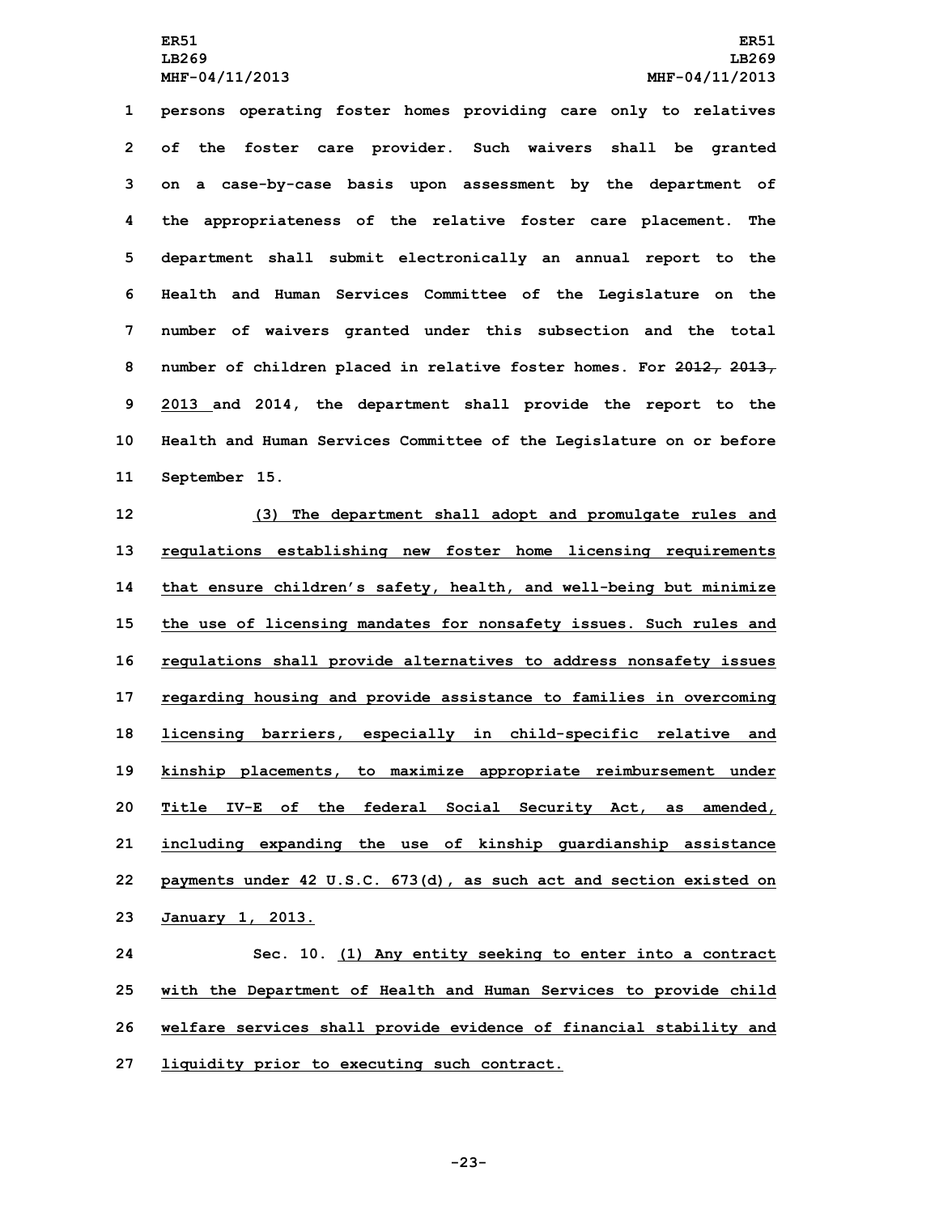persons operating foster homes providing care only to relatives of the foster care provider. Such waivers shall be granted on a case-by-case basis upon assessment by the department of the appropriateness of the relative foster care placement. The department shall submit electronically an annual report to the Health and Human Services Committee of the Legislature on the number of waivers granted under this subsection and the total number of children placed in relative foster homes. For ~~2012, 2013,~~ 2013 and 2014, the department shall provide the report to the Health and Human Services Committee of the Legislature on or before September 15.

(3) The department shall adopt and promulgate rules and regulations establishing new foster home licensing requirements that ensure children's safety, health, and well-being but minimize the use of licensing mandates for nonsafety issues. Such rules and regulations shall provide alternatives to address nonsafety issues regarding housing and provide assistance to families in overcoming licensing barriers, especially in child-specific relative and kinship placements, to maximize appropriate reimbursement under Title IV-E of the federal Social Security Act, as amended, including expanding the use of kinship guardianship assistance payments under 42 U.S.C. 673(d), as such act and section existed on January 1, 2013.

Sec. 10. (1) Any entity seeking to enter into a contract with the Department of Health and Human Services to provide child welfare services shall provide evidence of financial stability and liquidity prior to executing such contract.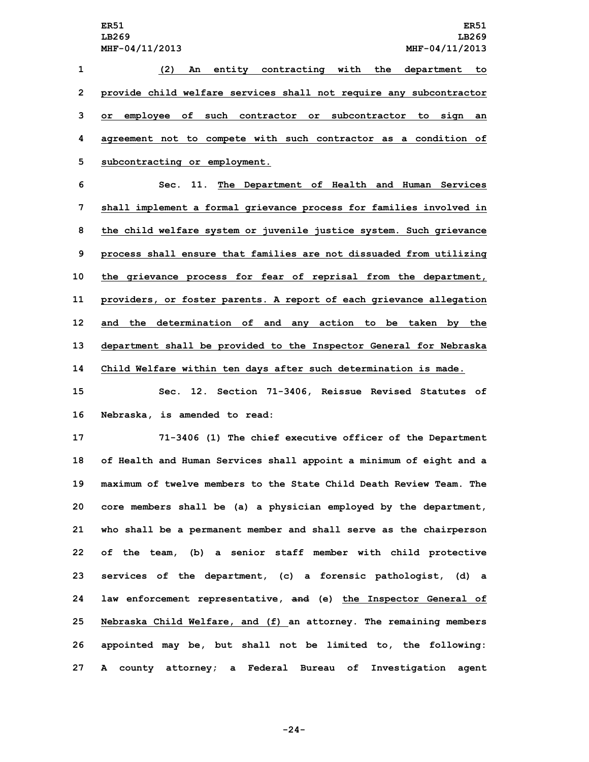(2) An entity contracting with the department to provide child welfare services shall not require any subcontractor or employee of such contractor or subcontractor to sign an agreement not to compete with such contractor as a condition of subcontracting or employment.

Sec. 11. The Department of Health and Human Services shall implement a formal grievance process for families involved in the child welfare system or juvenile justice system. Such grievance process shall ensure that families are not dissuaded from utilizing the grievance process for fear of reprisal from the department, providers, or foster parents. A report of each grievance allegation and the determination of and any action to be taken by the department shall be provided to the Inspector General for Nebraska Child Welfare within ten days after such determination is made.

Sec. 12. Section 71-3406, Reissue Revised Statutes of Nebraska, is amended to read:

71-3406 (1) The chief executive officer of the Department of Health and Human Services shall appoint a minimum of eight and a maximum of twelve members to the State Child Death Review Team. The core members shall be (a) a physician employed by the department, who shall be a permanent member and shall serve as the chairperson of the team, (b) a senior staff member with child protective services of the department, (c) a forensic pathologist, (d) a law enforcement representative, ~~and~~ (e) the Inspector General of Nebraska Child Welfare, and (f) an attorney. The remaining members appointed may be, but shall not be limited to, the following: A county attorney; a Federal Bureau of Investigation agent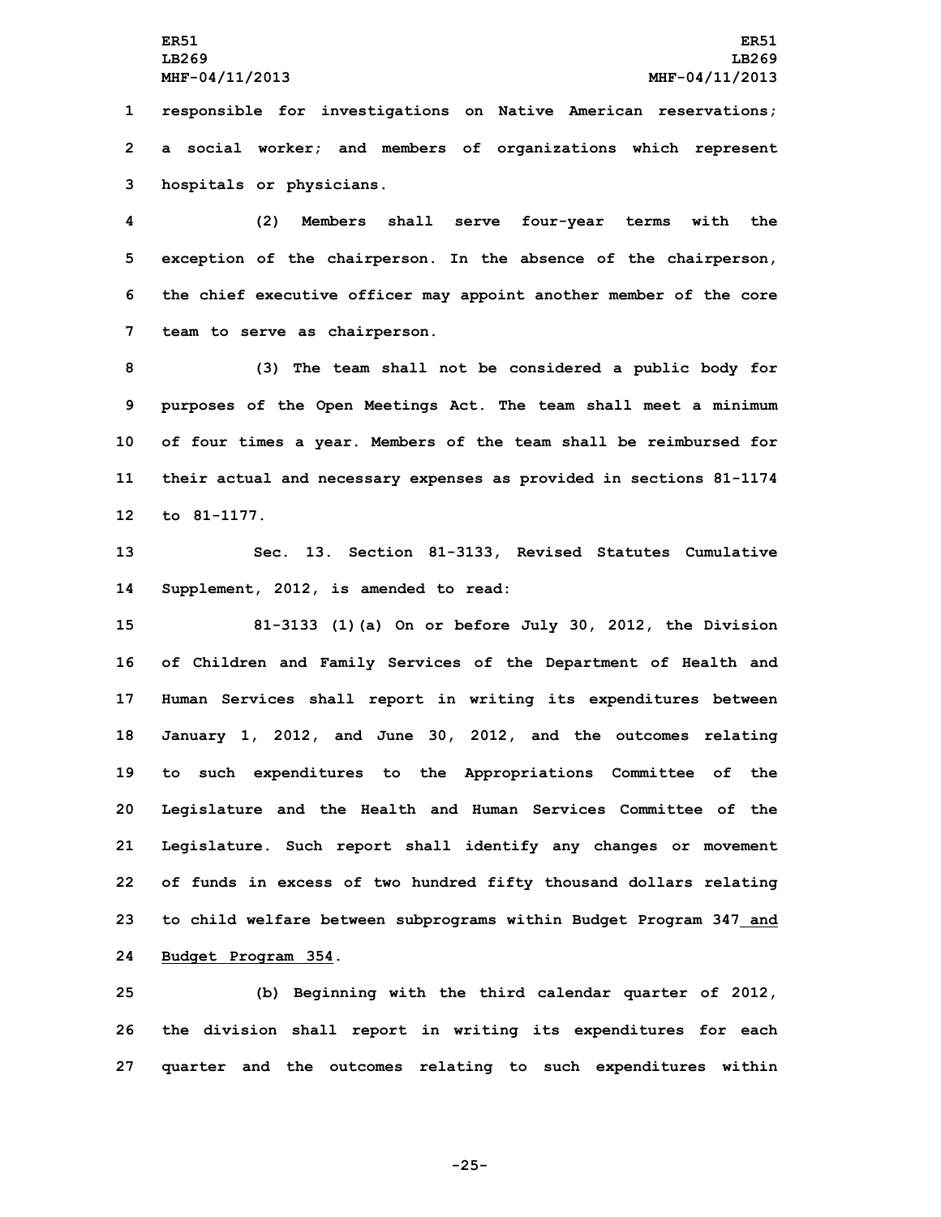responsible for investigations on Native American reservations; a social worker; and members of organizations which represent hospitals or physicians.

(2) Members shall serve four-year terms with the exception of the chairperson. In the absence of the chairperson, the chief executive officer may appoint another member of the core team to serve as chairperson.

(3) The team shall not be considered a public body for purposes of the Open Meetings Act. The team shall meet a minimum of four times a year. Members of the team shall be reimbursed for their actual and necessary expenses as provided in sections 81-1174 to 81-1177.

Sec. 13. Section 81-3133, Revised Statutes Cumulative Supplement, 2012, is amended to read:

81-3133 (1)(a) On or before July 30, 2012, the Division of Children and Family Services of the Department of Health and Human Services shall report in writing its expenditures between January 1, 2012, and June 30, 2012, and the outcomes relating to such expenditures to the Appropriations Committee of the Legislature and the Health and Human Services Committee of the Legislature. Such report shall identify any changes or movement of funds in excess of two hundred fifty thousand dollars relating to child welfare between subprograms within Budget Program 347 and Budget Program 354.

(b) Beginning with the third calendar quarter of 2012, the division shall report in writing its expenditures for each quarter and the outcomes relating to such expenditures within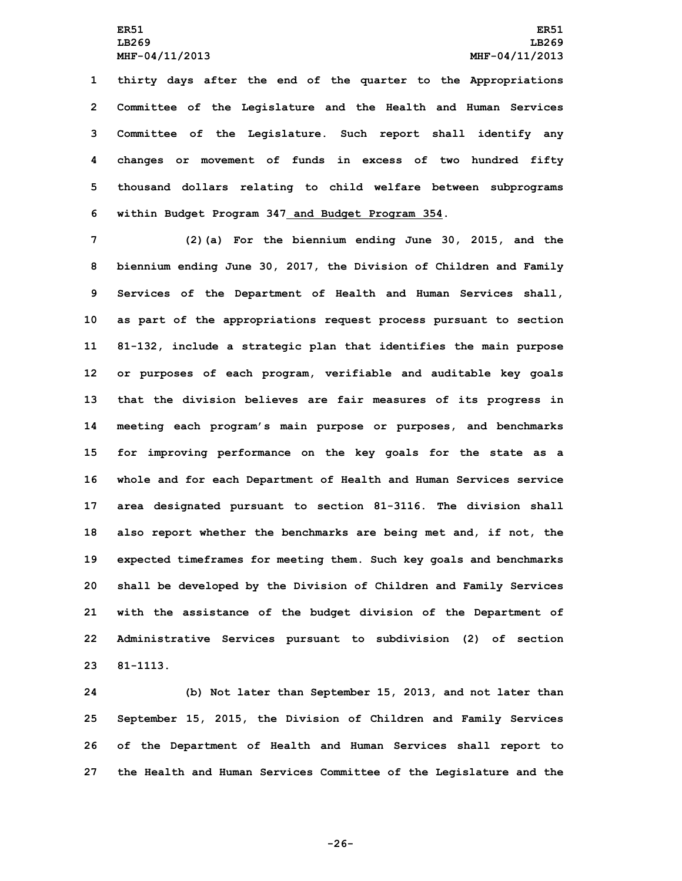thirty days after the end of the quarter to the Appropriations Committee of the Legislature and the Health and Human Services Committee of the Legislature. Such report shall identify any changes or movement of funds in excess of two hundred fifty thousand dollars relating to child welfare between subprograms within Budget Program 347 and Budget Program 354.

(2)(a) For the biennium ending June 30, 2015, and the biennium ending June 30, 2017, the Division of Children and Family Services of the Department of Health and Human Services shall, as part of the appropriations request process pursuant to section 81-132, include a strategic plan that identifies the main purpose or purposes of each program, verifiable and auditable key goals that the division believes are fair measures of its progress in meeting each program's main purpose or purposes, and benchmarks for improving performance on the key goals for the state as a whole and for each Department of Health and Human Services service area designated pursuant to section 81-3116. The division shall also report whether the benchmarks are being met and, if not, the expected timeframes for meeting them. Such key goals and benchmarks shall be developed by the Division of Children and Family Services with the assistance of the budget division of the Department of Administrative Services pursuant to subdivision (2) of section 81-1113.

(b) Not later than September 15, 2013, and not later than September 15, 2015, the Division of Children and Family Services of the Department of Health and Human Services shall report to the Health and Human Services Committee of the Legislature and the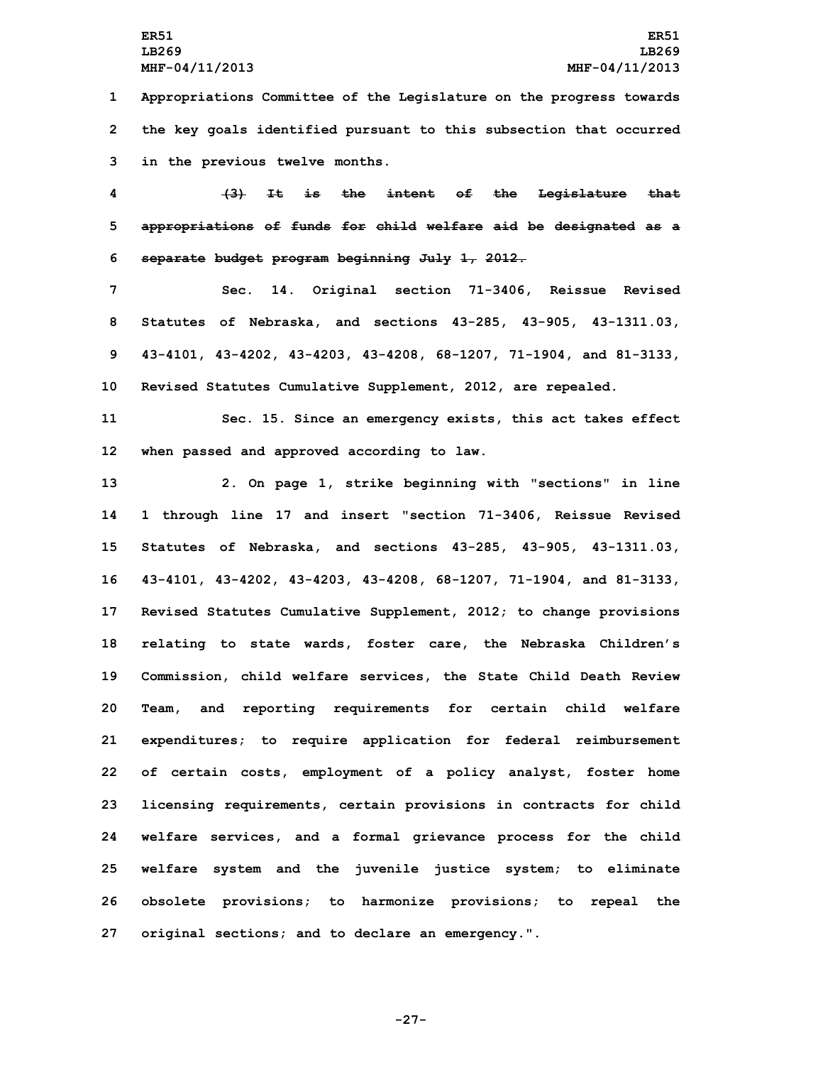Appropriations Committee of the Legislature on the progress towards the key goals identified pursuant to this subsection that occurred in the previous twelve months.

~~(3) It is the intent of the Legislature that appropriations of funds for child welfare aid be designated as a separate budget program beginning July 1, 2012.~~

Sec. 14. Original section 71-3406, Reissue Revised Statutes of Nebraska, and sections 43-285, 43-905, 43-1311.03, 43-4101, 43-4202, 43-4203, 43-4208, 68-1207, 71-1904, and 81-3133, Revised Statutes Cumulative Supplement, 2012, are repealed.

Sec. 15. Since an emergency exists, this act takes effect when passed and approved according to law.

2. On page 1, strike beginning with "sections" in line 1 through line 17 and insert "section 71-3406, Reissue Revised Statutes of Nebraska, and sections 43-285, 43-905, 43-1311.03, 43-4101, 43-4202, 43-4203, 43-4208, 68-1207, 71-1904, and 81-3133, Revised Statutes Cumulative Supplement, 2012; to change provisions relating to state wards, foster care, the Nebraska Children's Commission, child welfare services, the State Child Death Review Team, and reporting requirements for certain child welfare expenditures; to require application for federal reimbursement of certain costs, employment of a policy analyst, foster home licensing requirements, certain provisions in contracts for child welfare services, and a formal grievance process for the child welfare system and the juvenile justice system; to eliminate obsolete provisions; to harmonize provisions; to repeal the original sections; and to declare an emergency.".